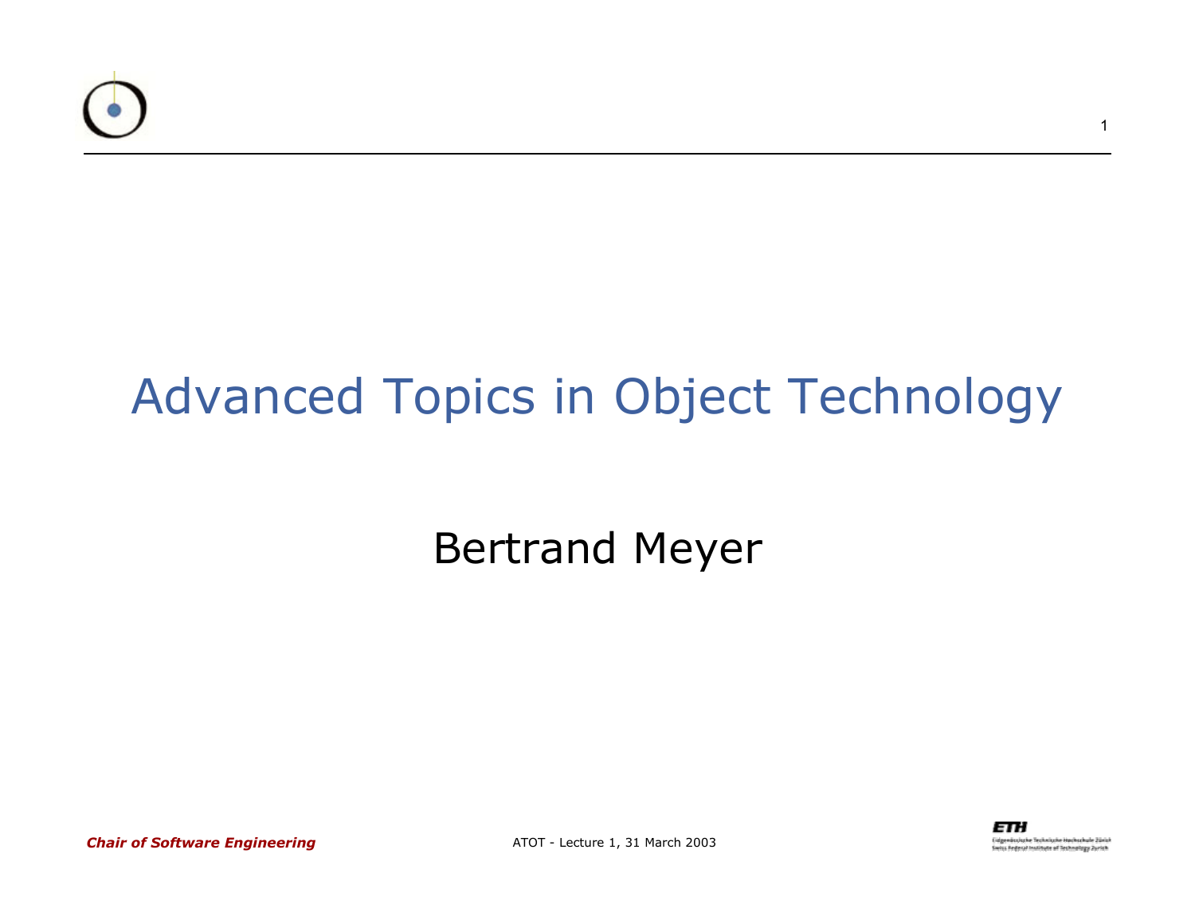# Advanced Topics in Object Technology

Bertrand Meyer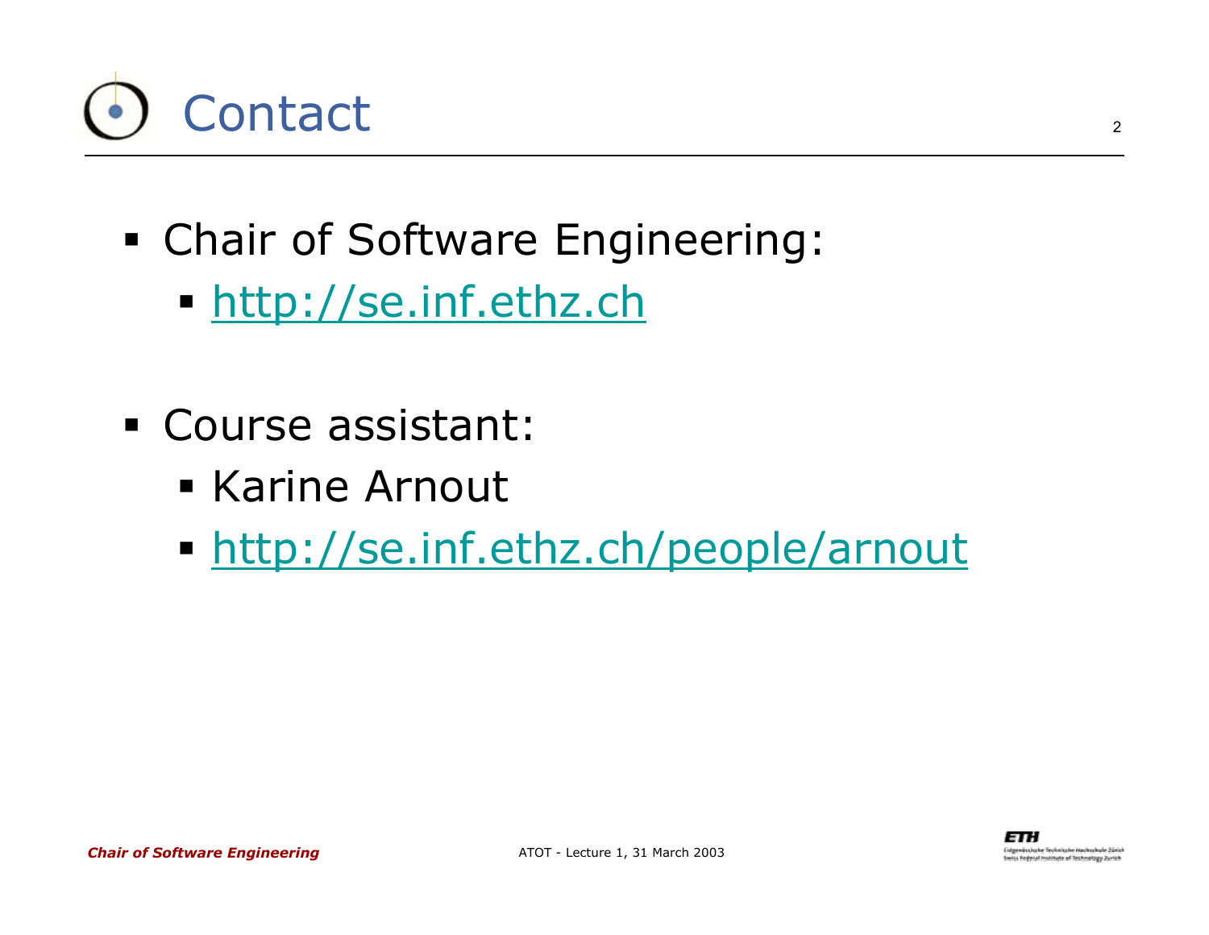# Contact

- Chair of Software Engineering:
  - http://se.inf.ethz.ch
- Course assistant:
  - Karine Arnout
  - http://se.inf.ethz.ch/people/arnout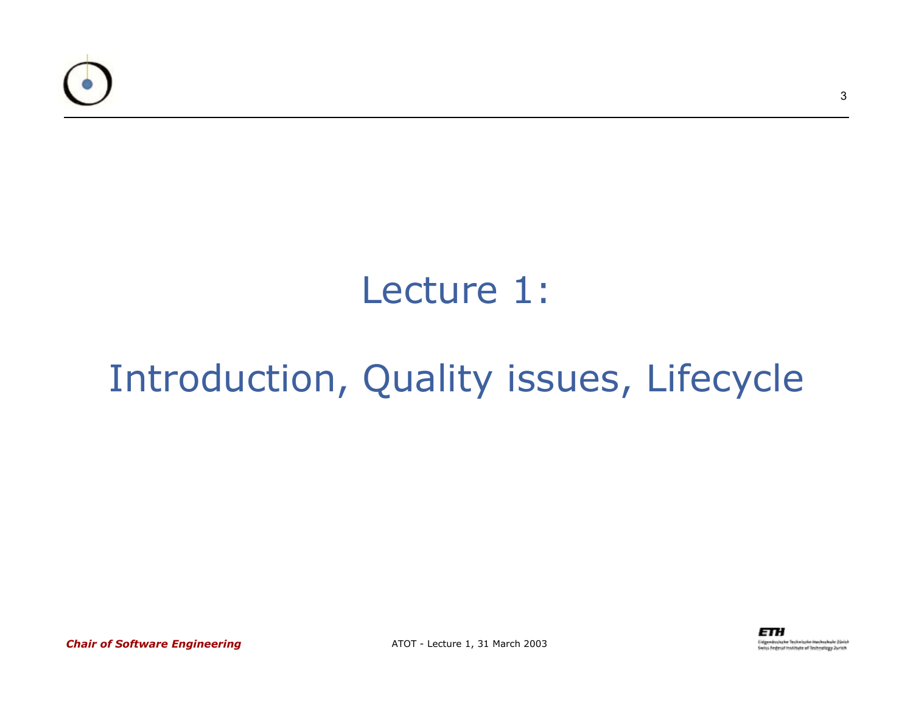# Lecture 1:

# Introduction, Quality issues, Lifecycle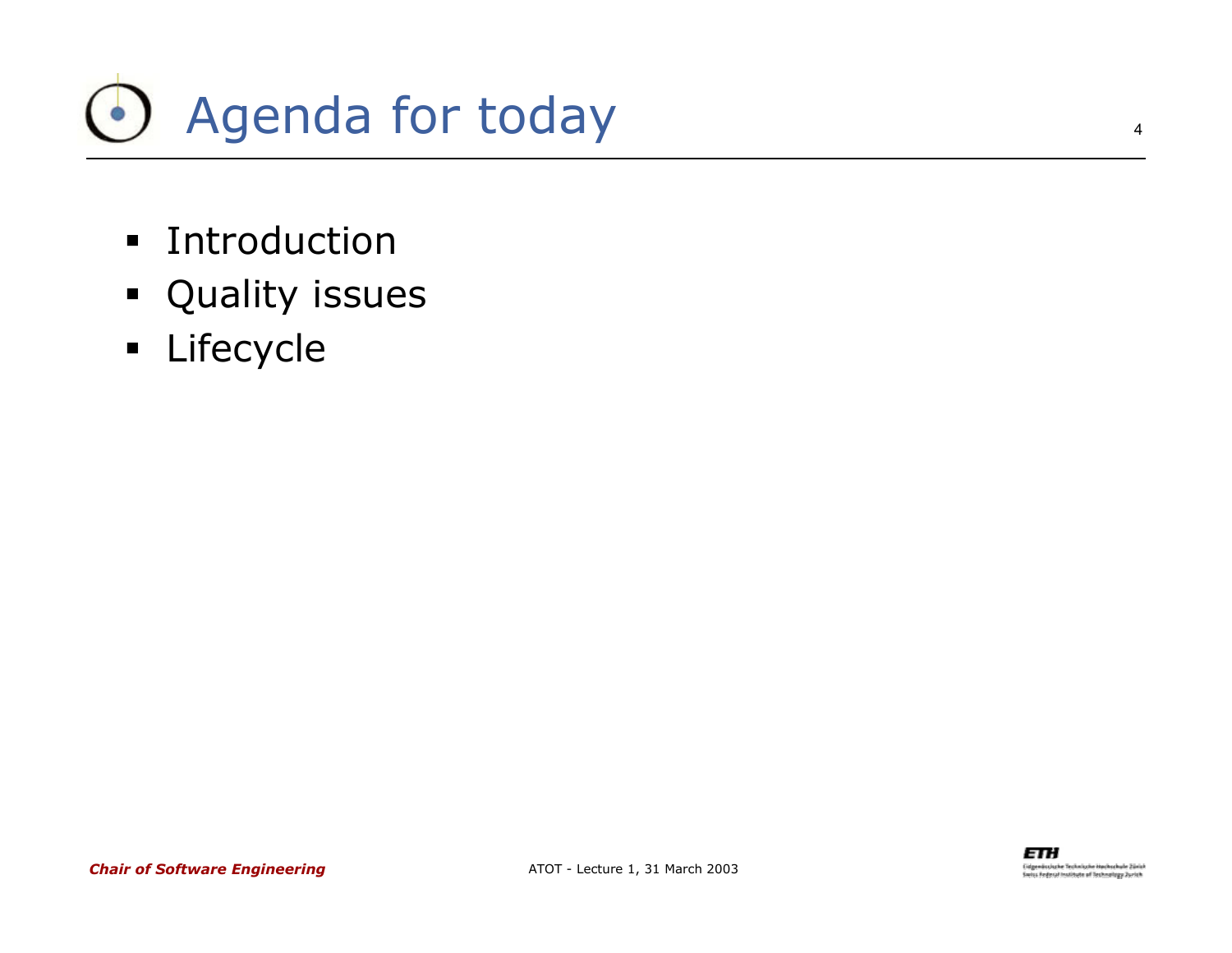# Agenda for today

- Introduction
- Quality issues
- Lifecycle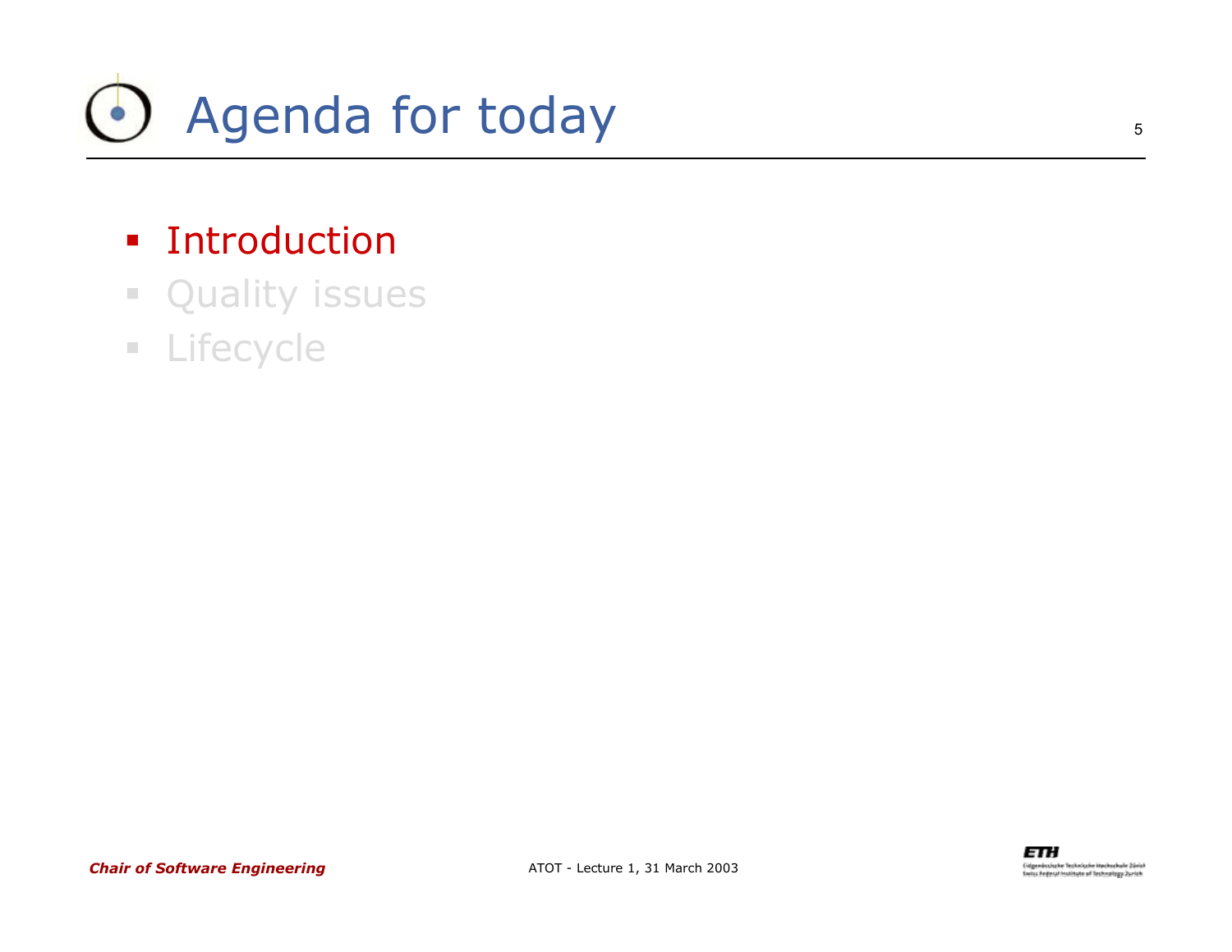# Agenda for today

- Introduction
- Quality issues
- Lifecycle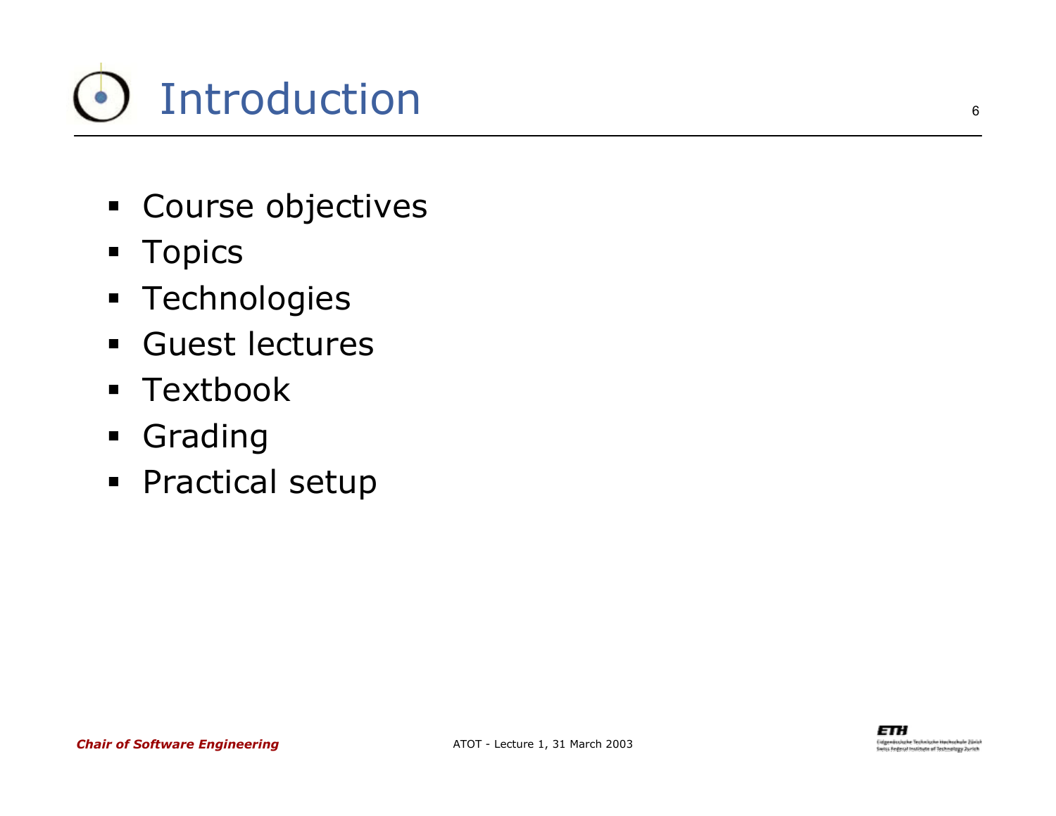# Introduction

- Course objectives
- Topics
- Technologies
- Guest lectures
- Textbook
- Grading
- Practical setup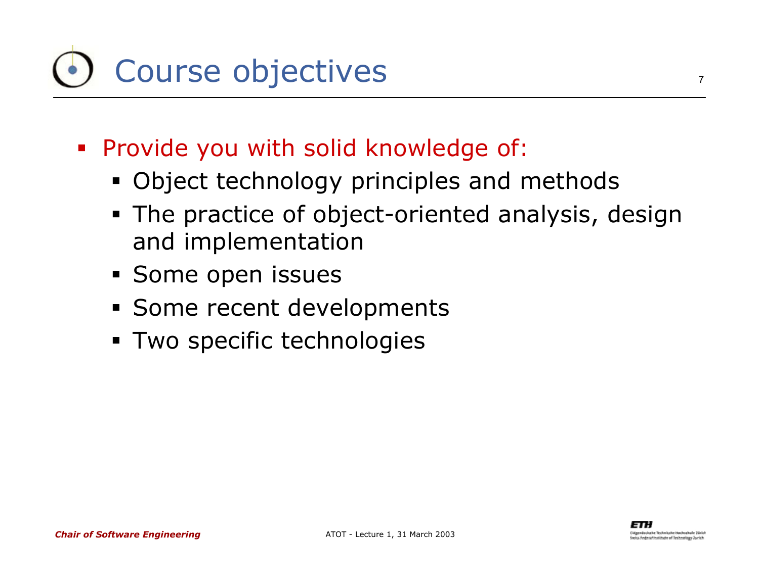# Course objectives

- Provide you with solid knowledge of:
  - Object technology principles and methods
  - The practice of object-oriented analysis, design and implementation
  - Some open issues
  - Some recent developments
  - Two specific technologies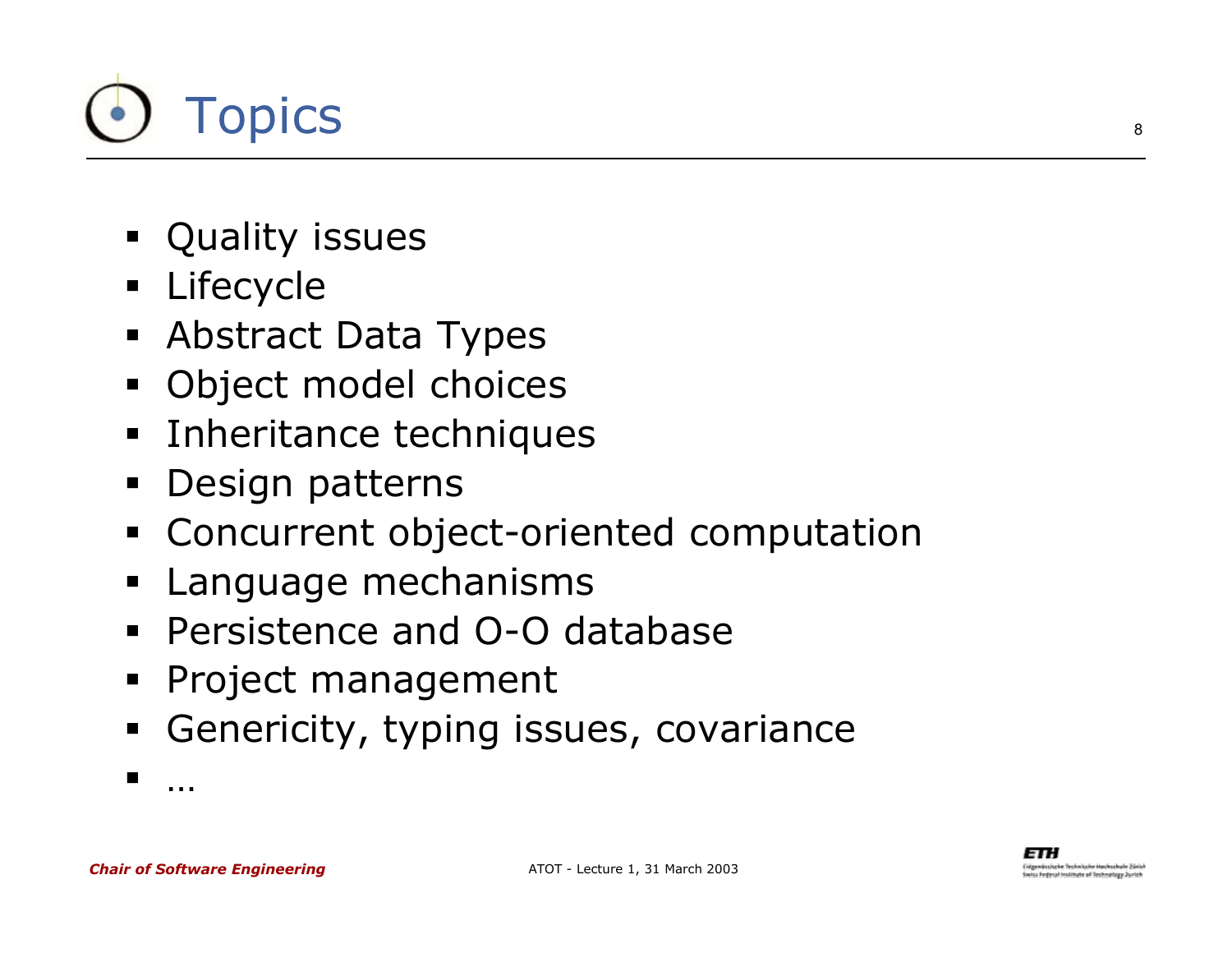# Topics

- Quality issues
- Lifecycle
- Abstract Data Types
- Object model choices
- Inheritance techniques
- Design patterns
- Concurrent object-oriented computation
- Language mechanisms
- Persistence and O-O database
- Project management
- Genericity, typing issues, covariance
- …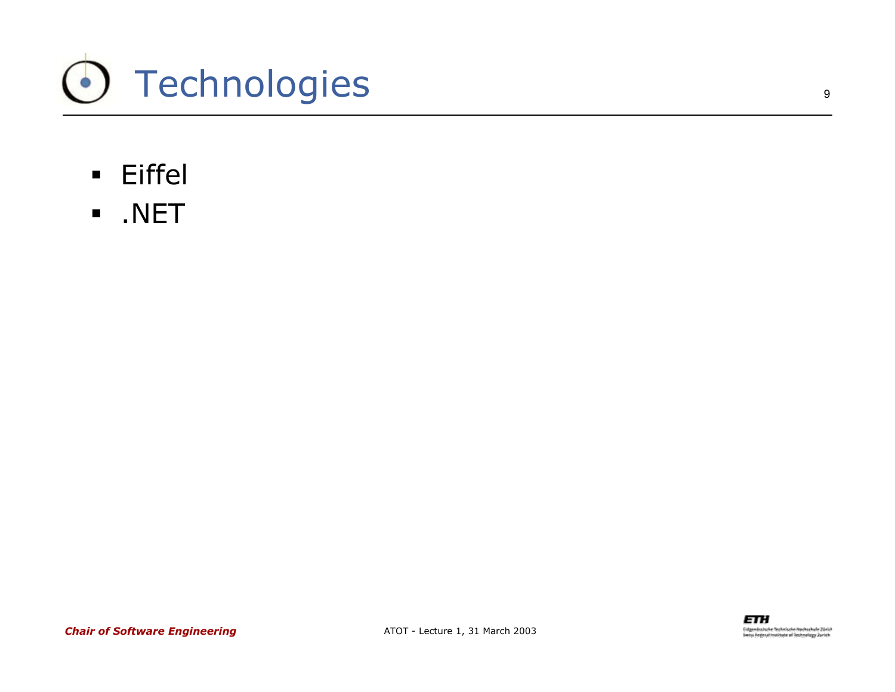# Technologies

- Eiffel
- .NET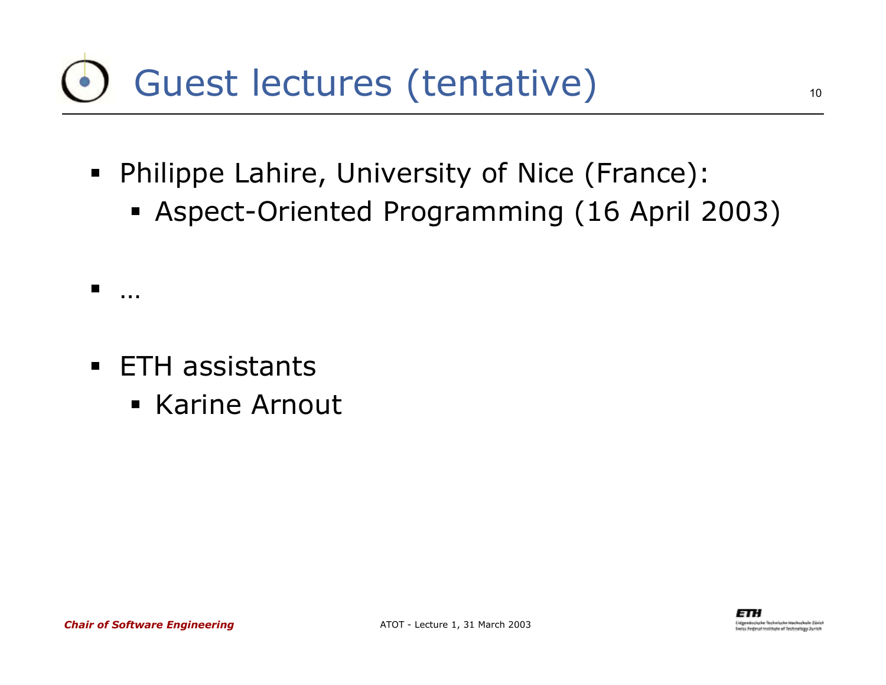# Guest lectures (tentative)

- Philippe Lahire, University of Nice (France):
  - Aspect-Oriented Programming (16 April 2003)

- …

- ETH assistants
  - Karine Arnout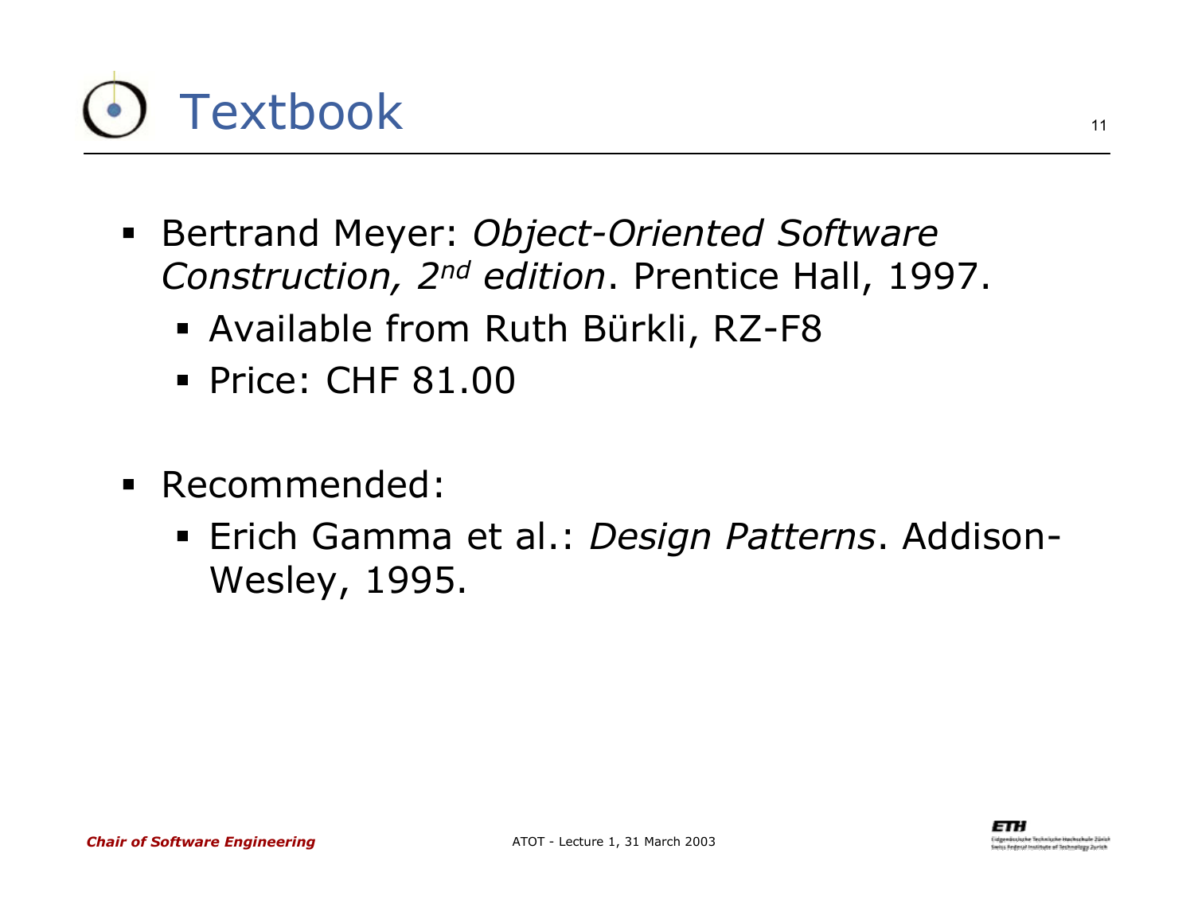# Textbook

- Bertrand Meyer: *Object-Oriented Software Construction, 2nd edition*. Prentice Hall, 1997.
  - Available from Ruth Bürkli, RZ-F8
  - Price: CHF 81.00

- Recommended:
  - Erich Gamma et al.: *Design Patterns*. Addison-Wesley, 1995.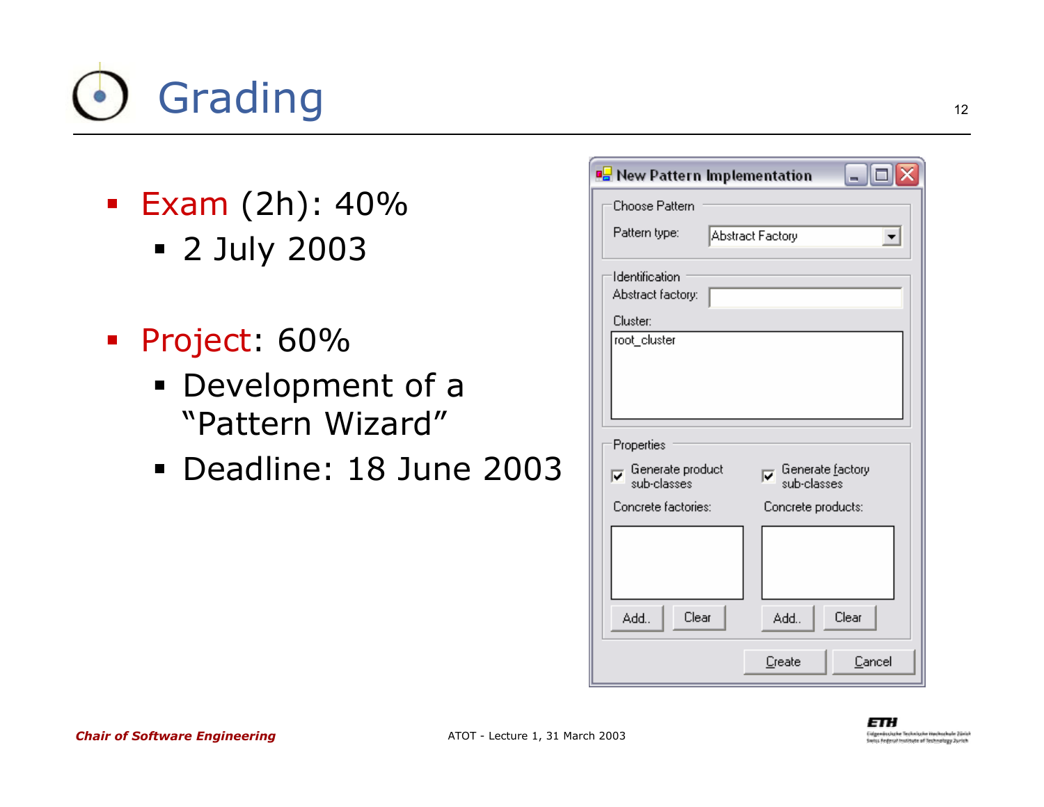# Grading

- Exam (2h): 40%
  - 2 July 2003
- Project: 60%
  - Development of a "Pattern Wizard"
  - Deadline: 18 June 2003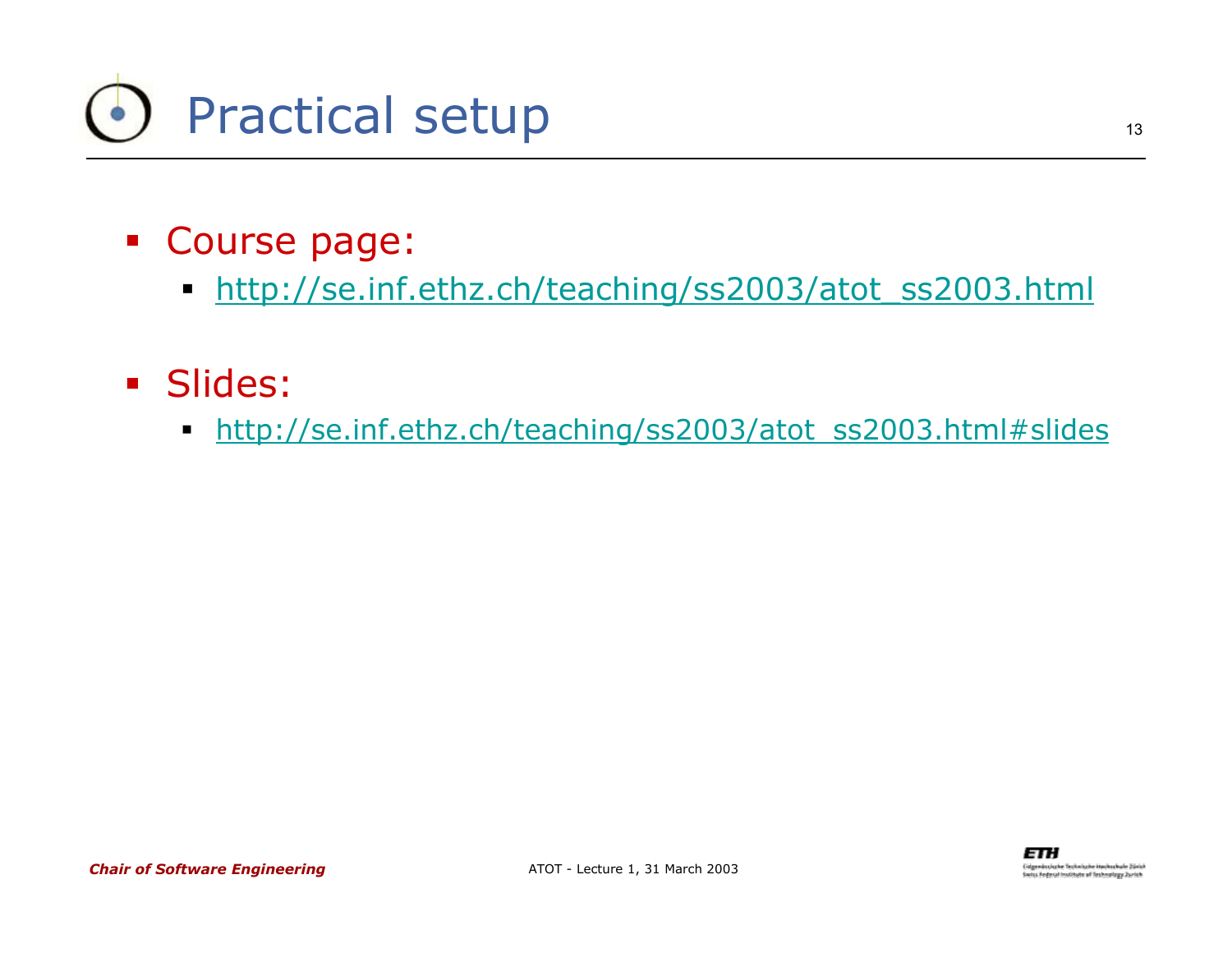# Practical setup

- Course page:
  - http://se.inf.ethz.ch/teaching/ss2003/atot_ss2003.html

- Slides:
  - http://se.inf.ethz.ch/teaching/ss2003/atot_ss2003.html#slides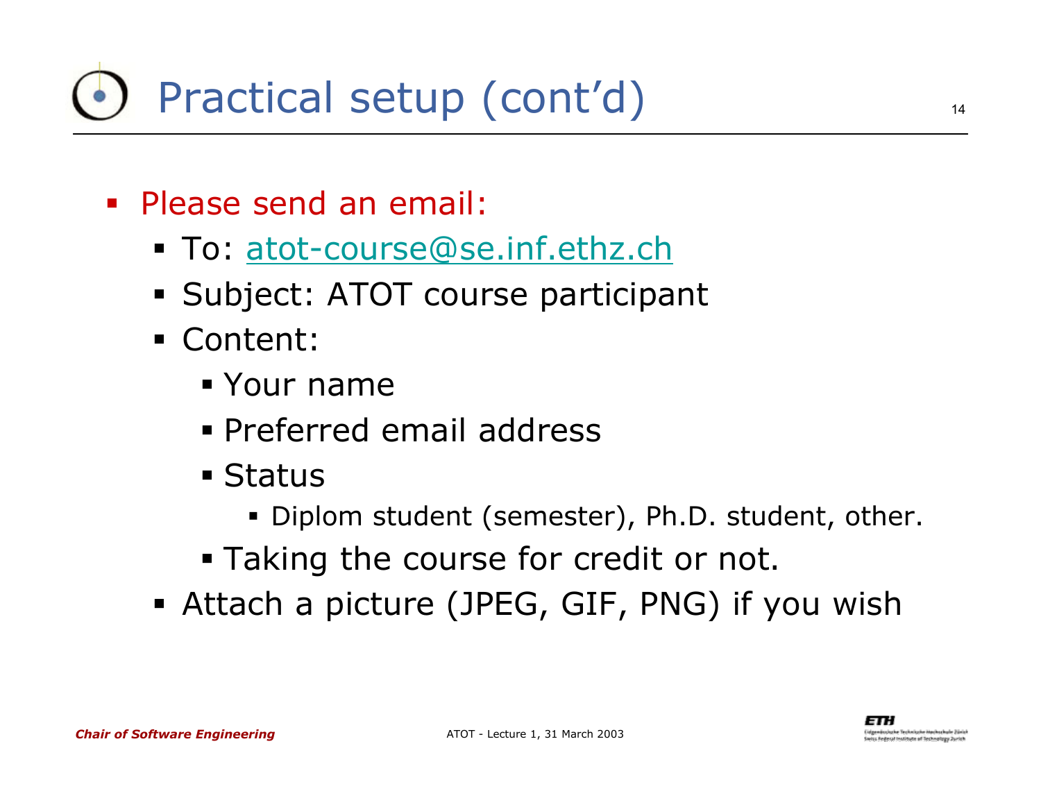# Practical setup (cont'd)

- Please send an email:
  - To: atot-course@se.inf.ethz.ch
  - Subject: ATOT course participant
  - Content:
    - Your name
    - Preferred email address
    - Status
      - Diplom student (semester), Ph.D. student, other.
    - Taking the course for credit or not.
  - Attach a picture (JPEG, GIF, PNG) if you wish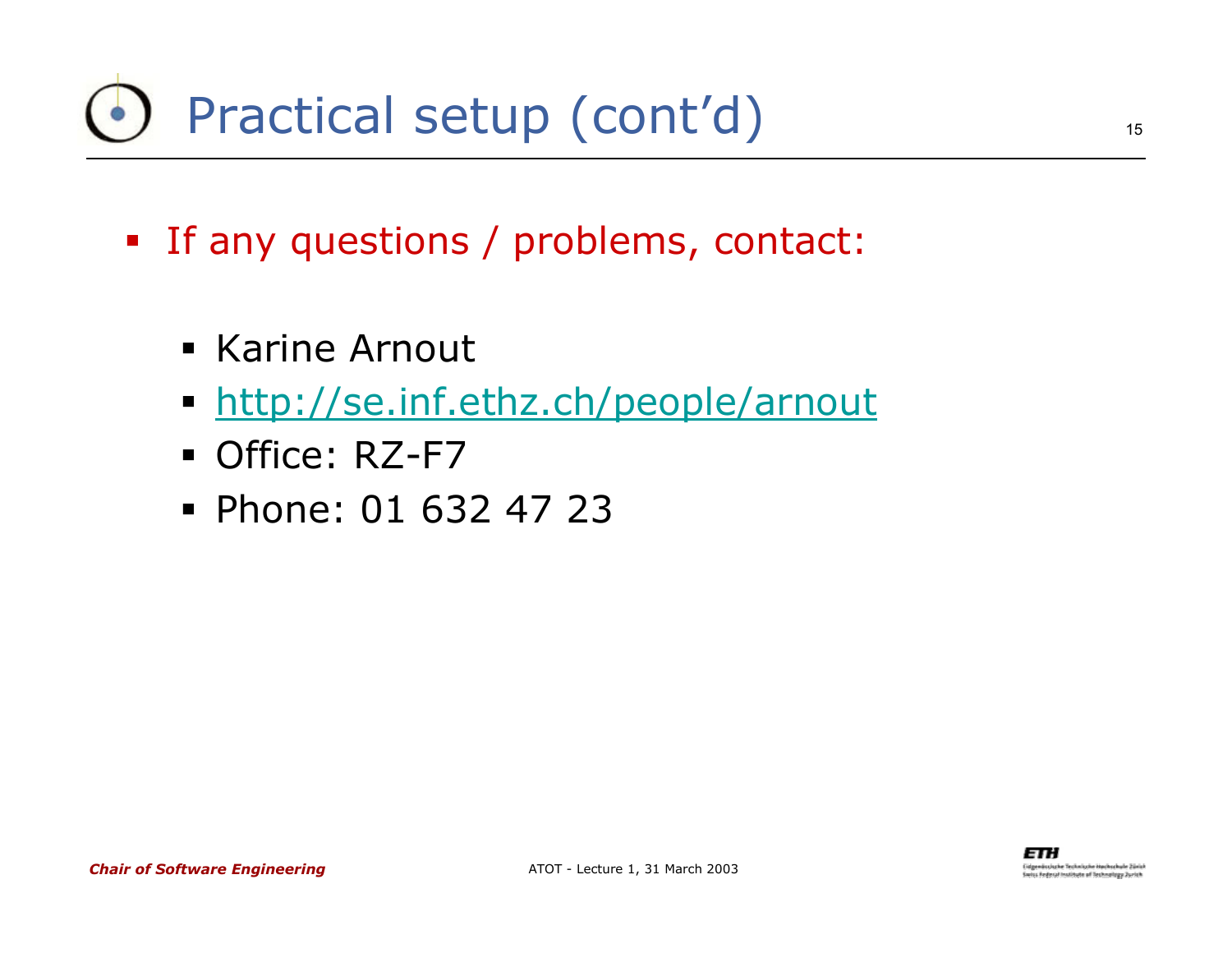# Practical setup (cont'd)

- If any questions / problems, contact:
  - Karine Arnout
  - http://se.inf.ethz.ch/people/arnout
  - Office: RZ-F7
  - Phone: 01 632 47 23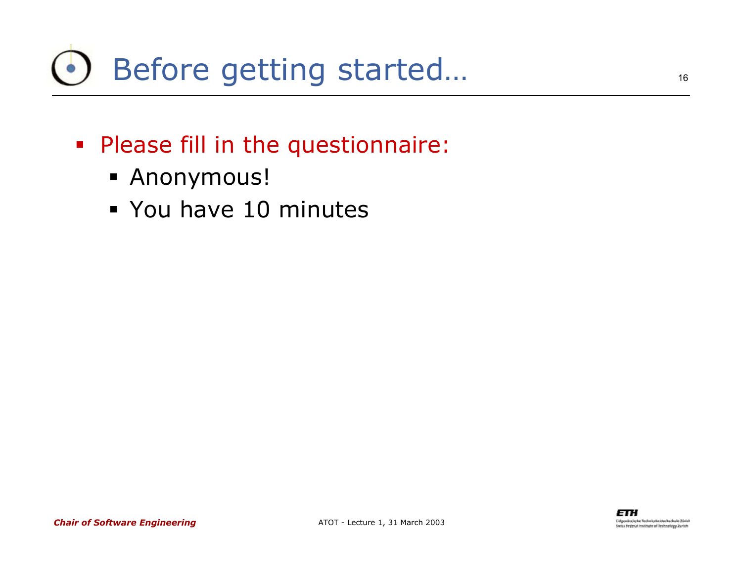# Before getting started…

- Please fill in the questionnaire:
  - Anonymous!
  - You have 10 minutes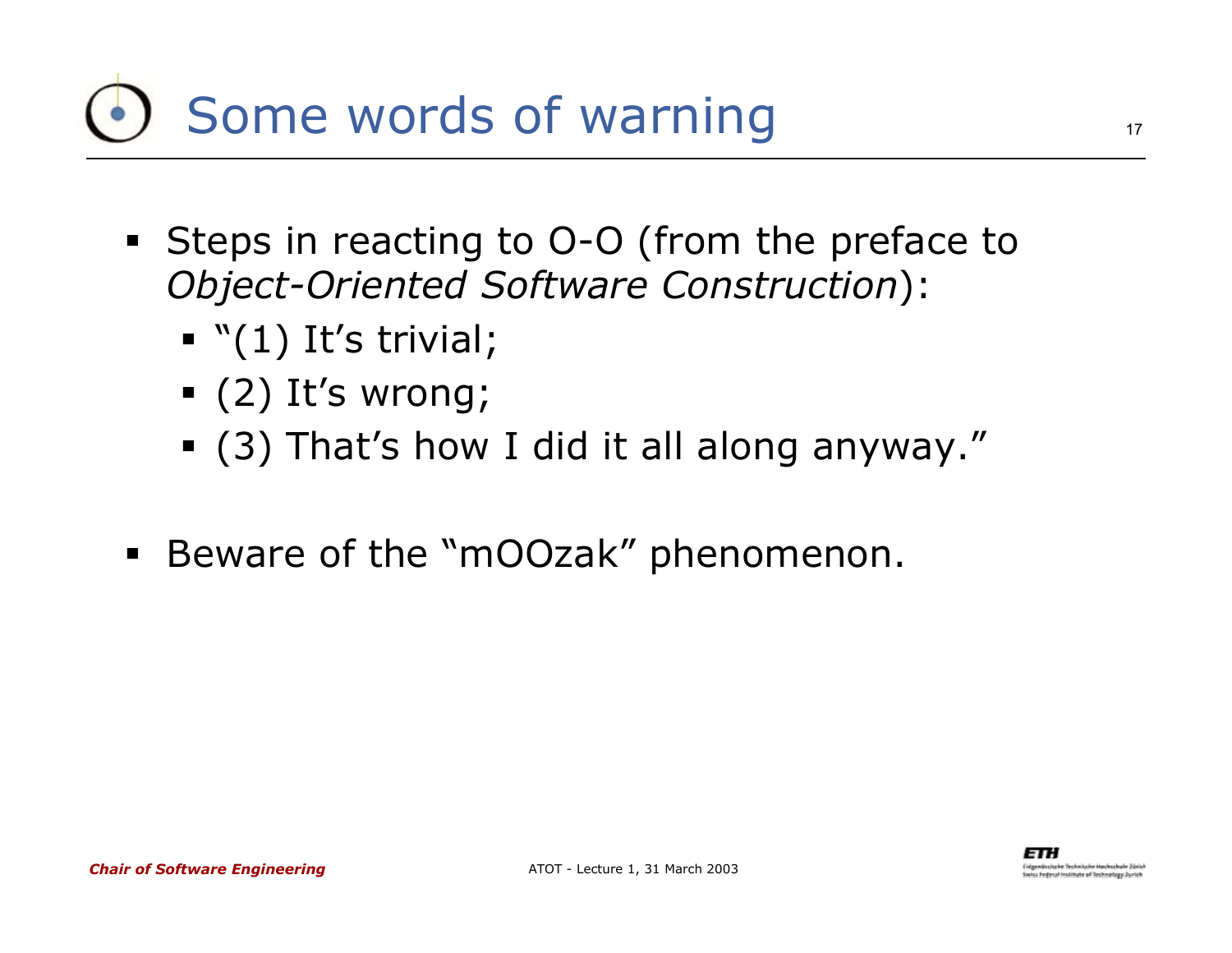# Some words of warning

- Steps in reacting to O-O (from the preface to *Object-Oriented Software Construction*):
  - "(1) It's trivial;
  - (2) It's wrong;
  - (3) That's how I did it all along anyway."

- Beware of the "mOOzak" phenomenon.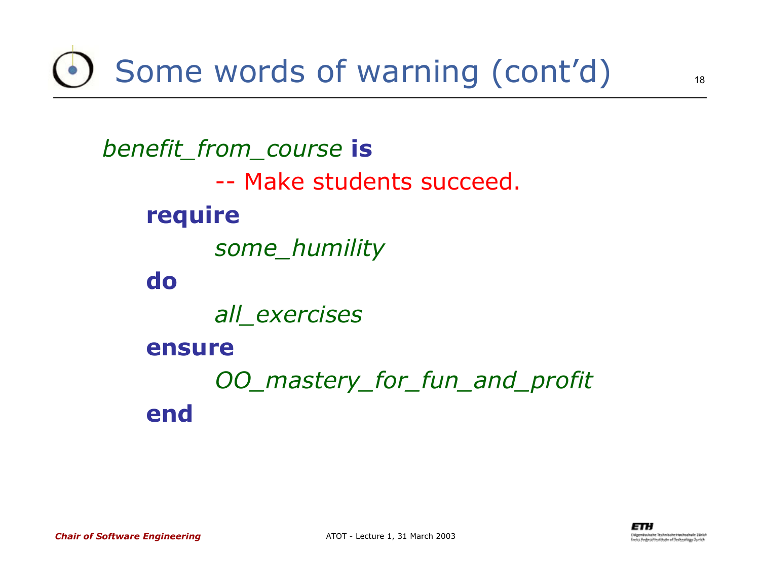# Some words of warning (cont'd)

```
benefit_from_course is
        -- Make students succeed.
    require
        some_humility
    do
        all_exercises
    ensure
        OO_mastery_for_fun_and_profit
    end
```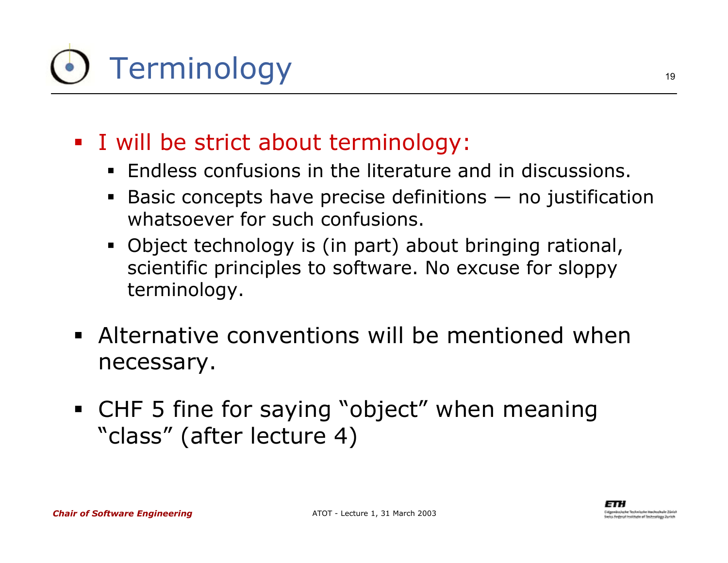# Terminology

- I will be strict about terminology:
  - Endless confusions in the literature and in discussions.
  - Basic concepts have precise definitions — no justification whatsoever for such confusions.
  - Object technology is (in part) about bringing rational, scientific principles to software. No excuse for sloppy terminology.
- Alternative conventions will be mentioned when necessary.
- CHF 5 fine for saying “object” when meaning “class” (after lecture 4)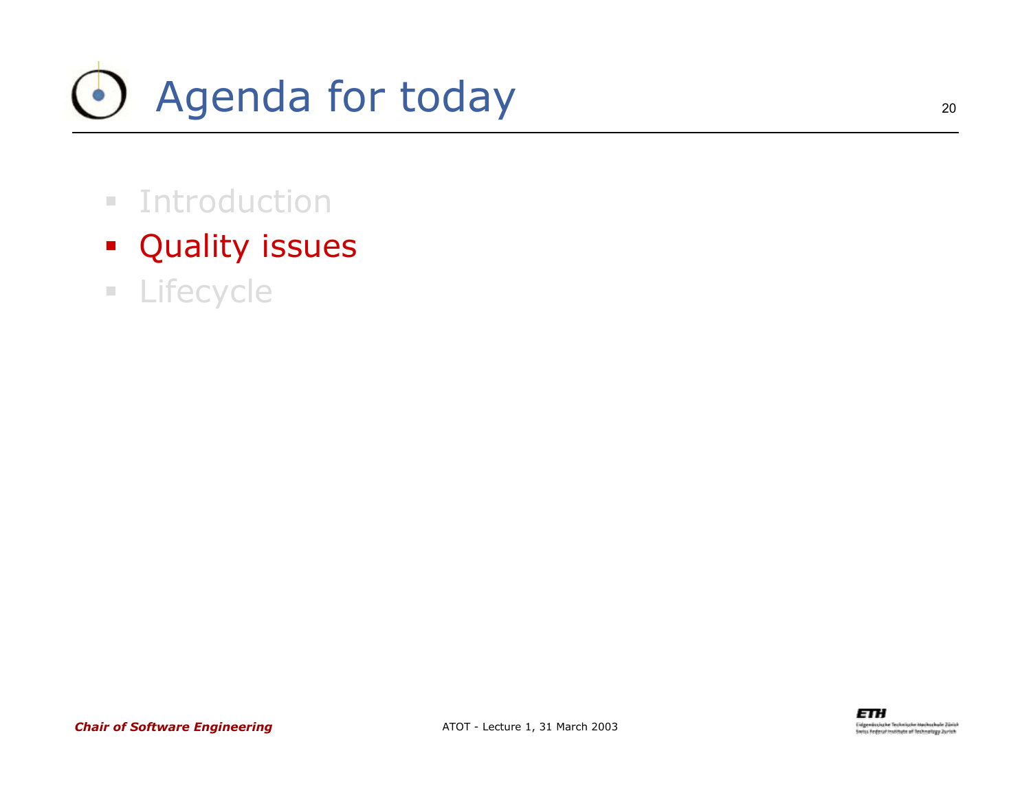# Agenda for today

- Introduction
- Quality issues
- Lifecycle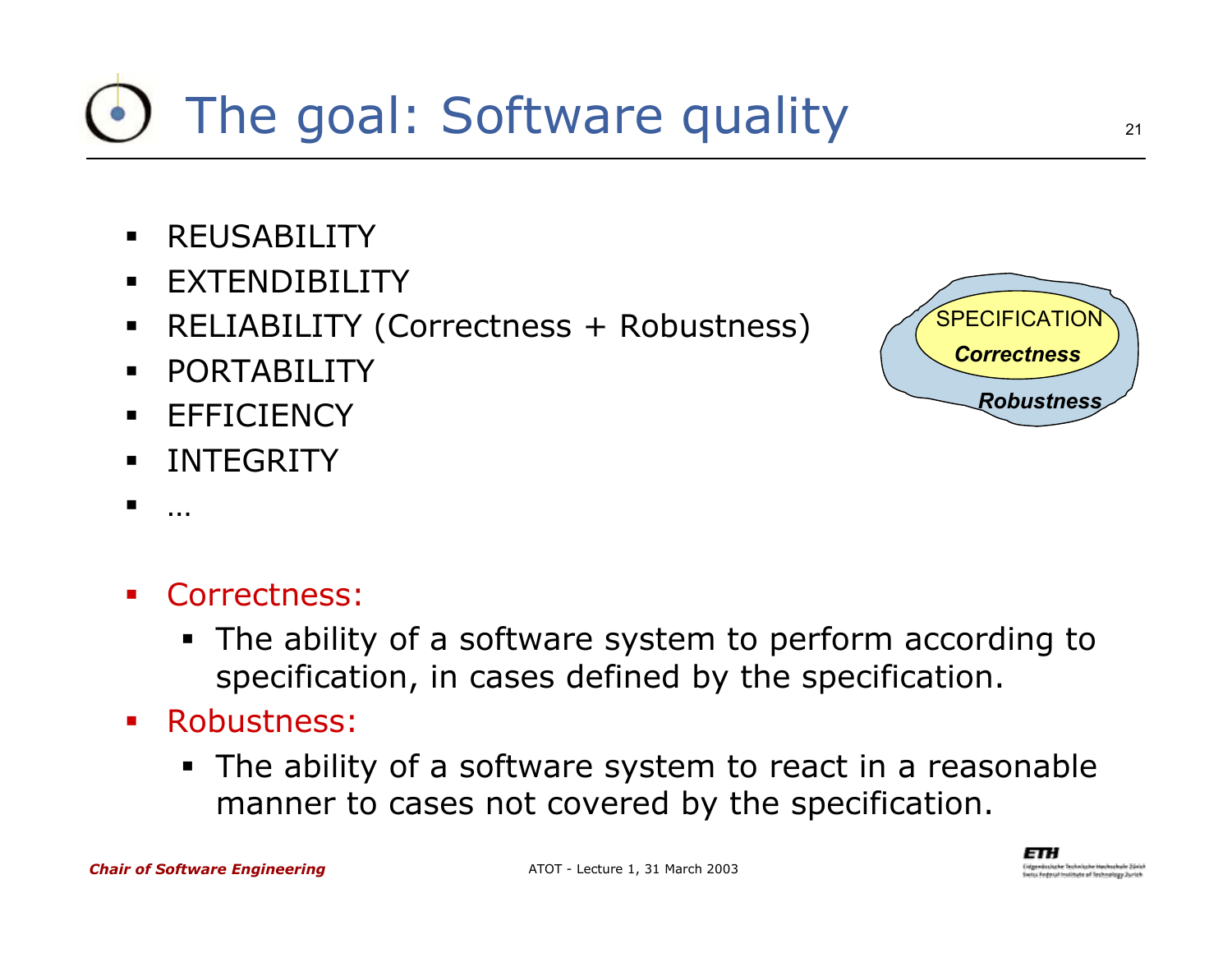# The goal: Software quality

- REUSABILITY
- EXTENDIBILITY
- RELIABILITY (Correctness + Robustness)
- PORTABILITY
- EFFICIENCY
- INTEGRITY
- …

SPECIFICATION

***Correctness***

***Robustness***

- Correctness:
  - The ability of a software system to perform according to specification, in cases defined by the specification.
- Robustness:
  - The ability of a software system to react in a reasonable manner to cases not covered by the specification.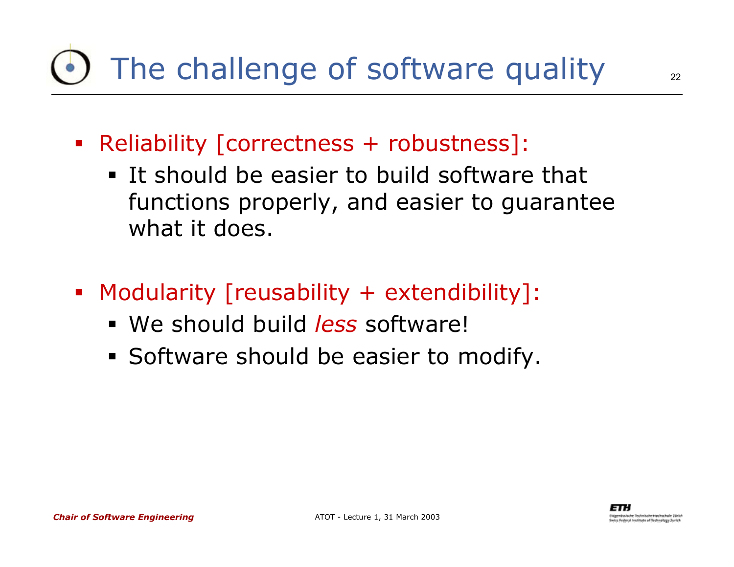# The challenge of software quality

- Reliability [correctness + robustness]:
  - It should be easier to build software that functions properly, and easier to guarantee what it does.

- Modularity [reusability + extendibility]:
  - We should build *less* software!
  - Software should be easier to modify.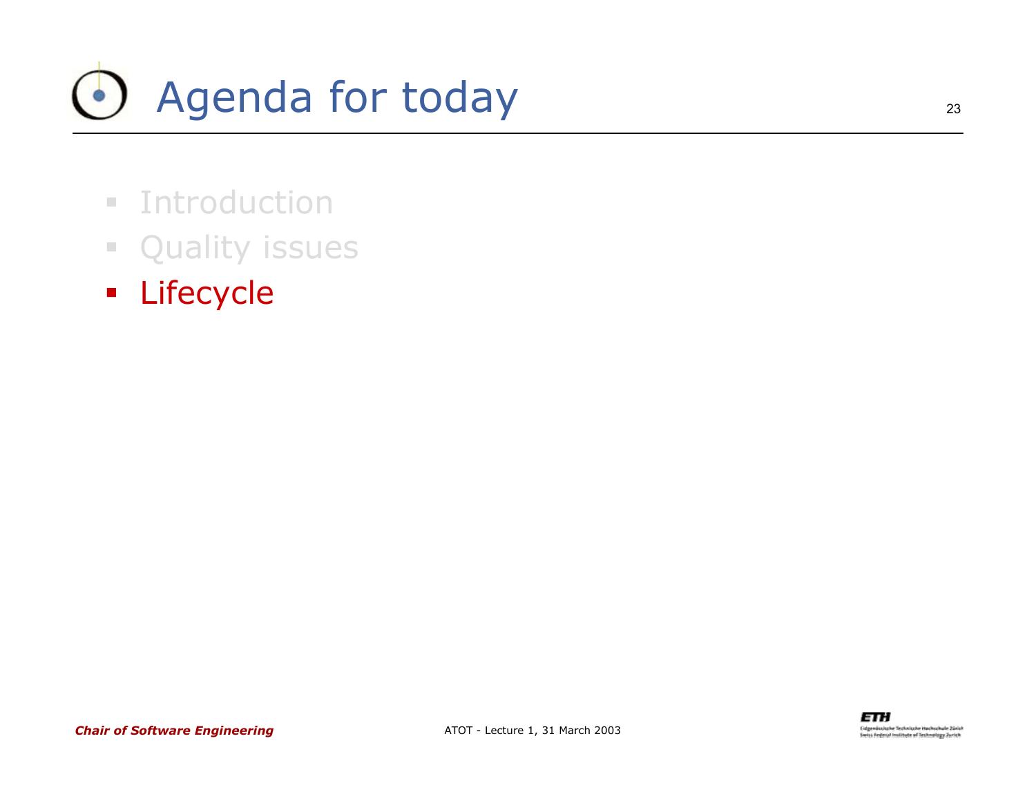# Agenda for today

- Introduction
- Quality issues
- Lifecycle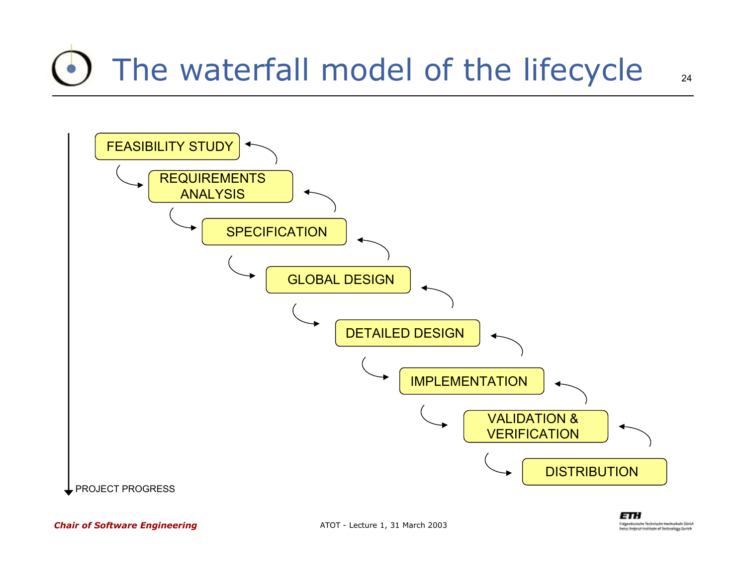# The waterfall model of the lifecycle

FEASIBILITY STUDY

REQUIREMENTS ANALYSIS

SPECIFICATION

GLOBAL DESIGN

DETAILED DESIGN

IMPLEMENTATION

VALIDATION & VERIFICATION

DISTRIBUTION

PROJECT PROGRESS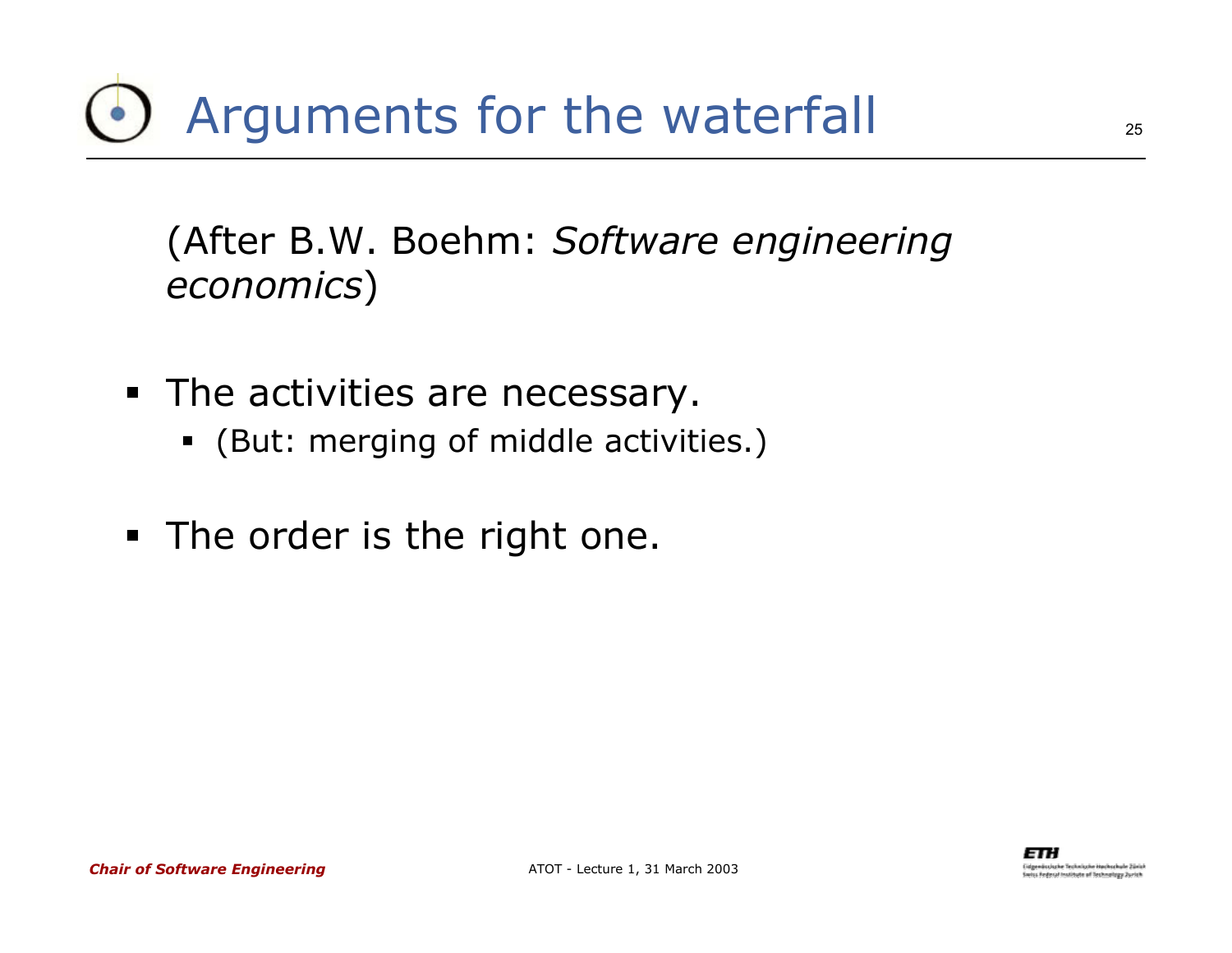# Arguments for the waterfall

(After B.W. Boehm: *Software engineering economics*)

- The activities are necessary.
  - (But: merging of middle activities.)
- The order is the right one.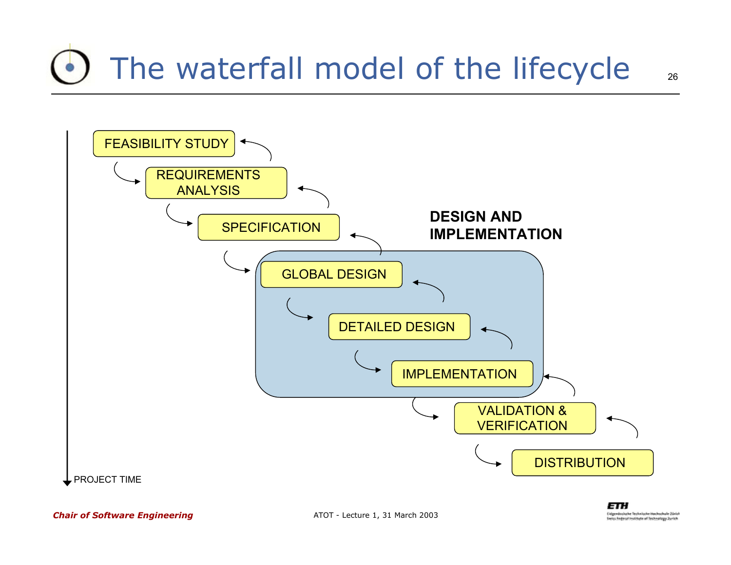# The waterfall model of the lifecycle

- FEASIBILITY STUDY
- REQUIREMENTS ANALYSIS
- SPECIFICATION
- **DESIGN AND IMPLEMENTATION**
  - GLOBAL DESIGN
  - DETAILED DESIGN
  - IMPLEMENTATION
- VALIDATION & VERIFICATION
- DISTRIBUTION

PROJECT TIME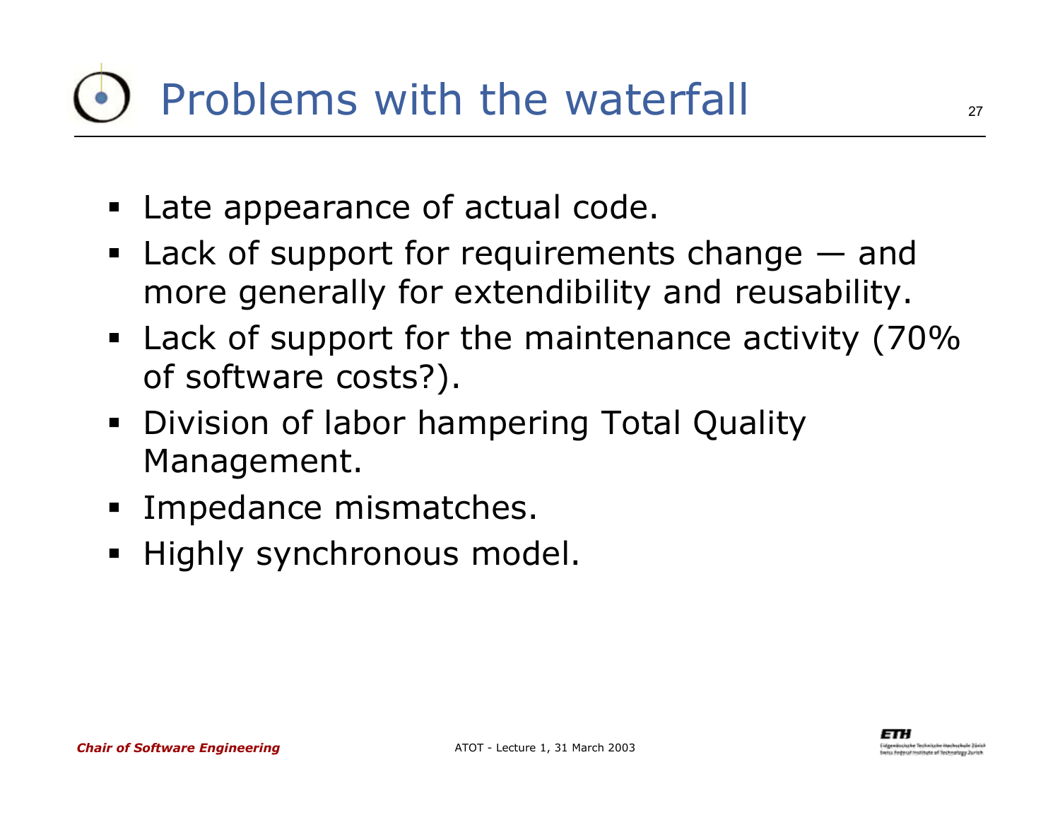# Problems with the waterfall

- Late appearance of actual code.
- Lack of support for requirements change — and more generally for extendibility and reusability.
- Lack of support for the maintenance activity (70% of software costs?).
- Division of labor hampering Total Quality Management.
- Impedance mismatches.
- Highly synchronous model.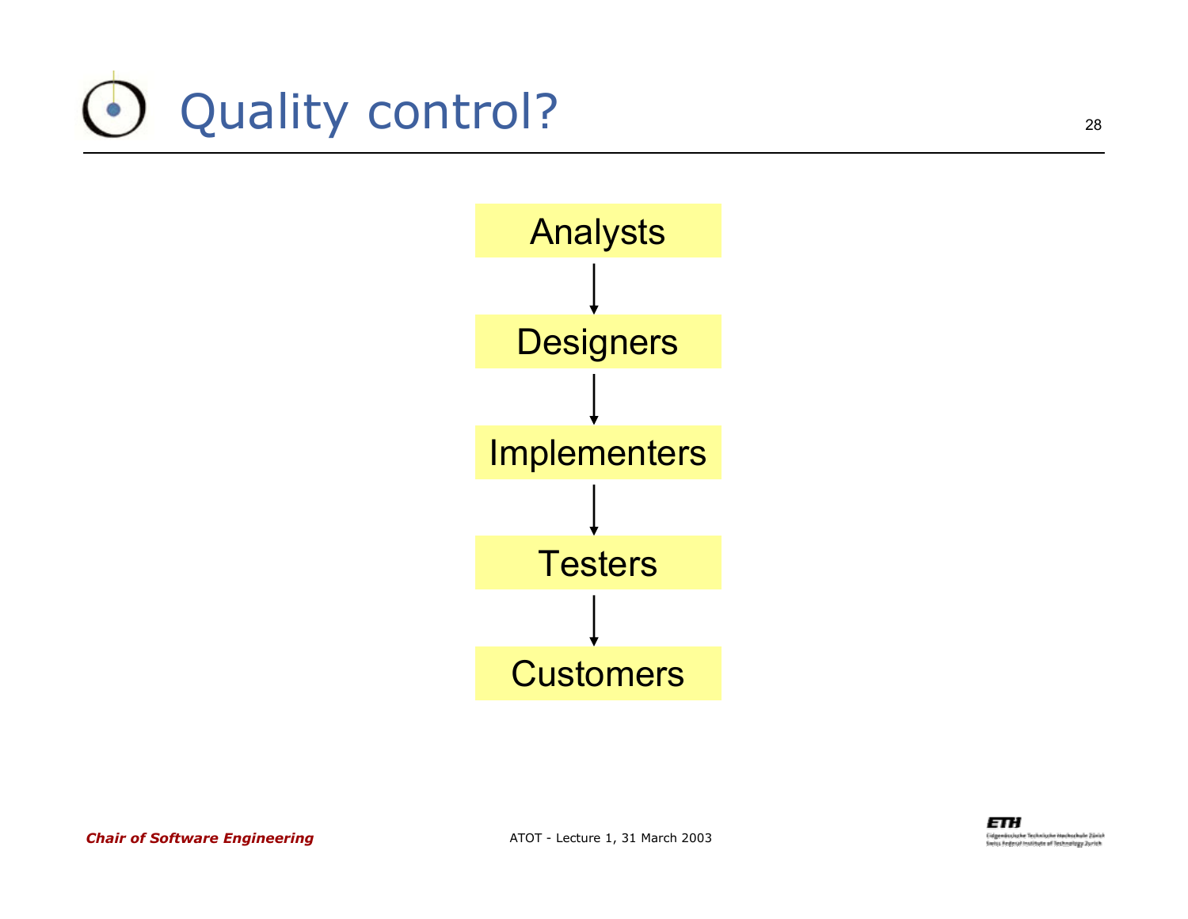# Quality control?

Analysts

↓

Designers

↓

Implementers

↓

Testers

↓

Customers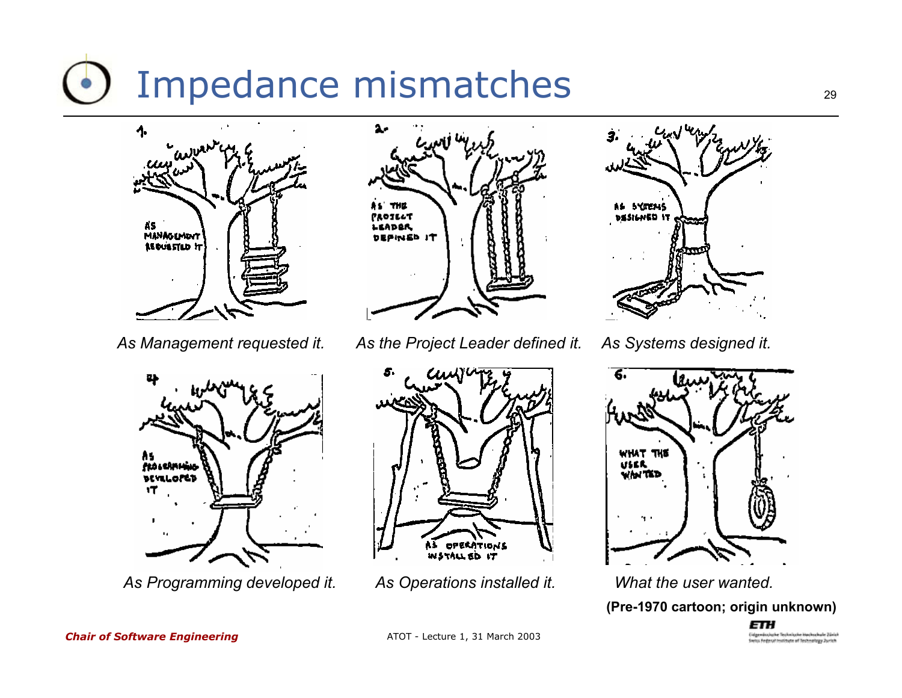# Impedance mismatches

*As Management requested it.*

*As the Project Leader defined it.*

*As Systems designed it.*

*As Programming developed it.*

*As Operations installed it.*

*What the user wanted.*

**(Pre-1970 cartoon; origin unknown)**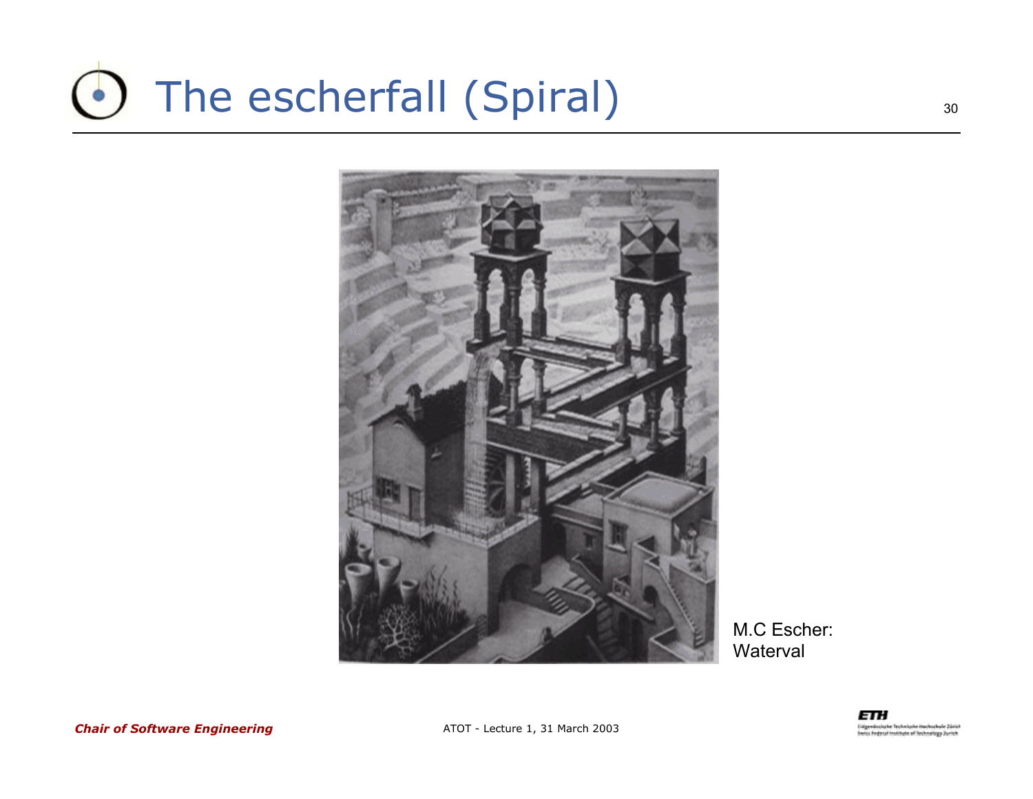# The escherfall (Spiral)

M.C Escher: Waterval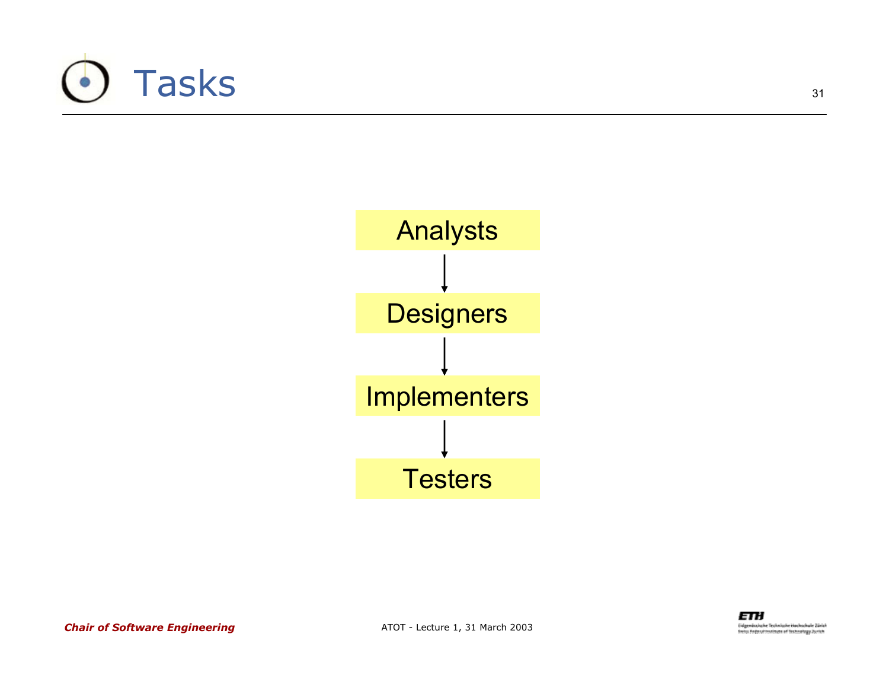# Tasks

Analysts

↓

Designers

↓

Implementers

↓

Testers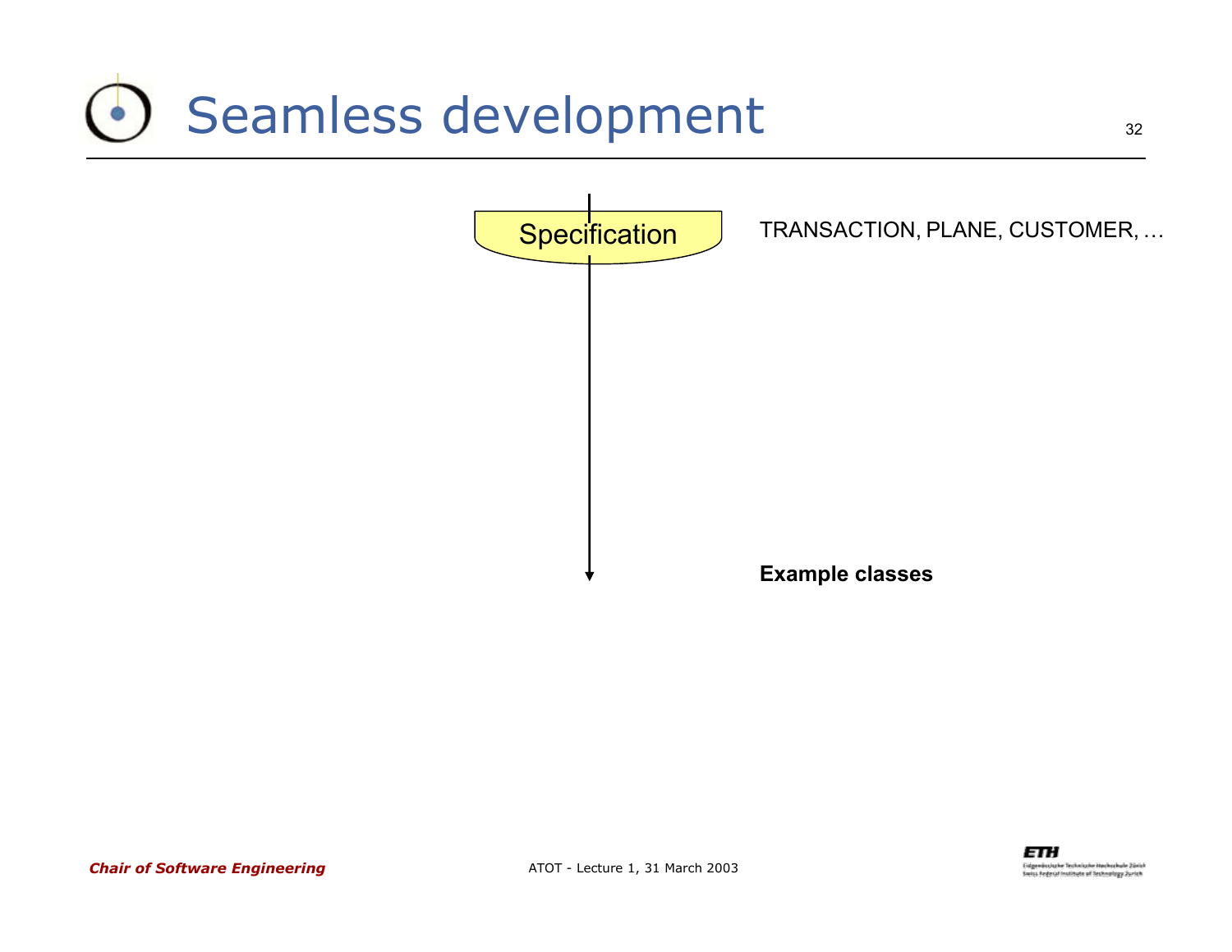# Seamless development

Specification

TRANSACTION, PLANE, CUSTOMER, …

**Example classes**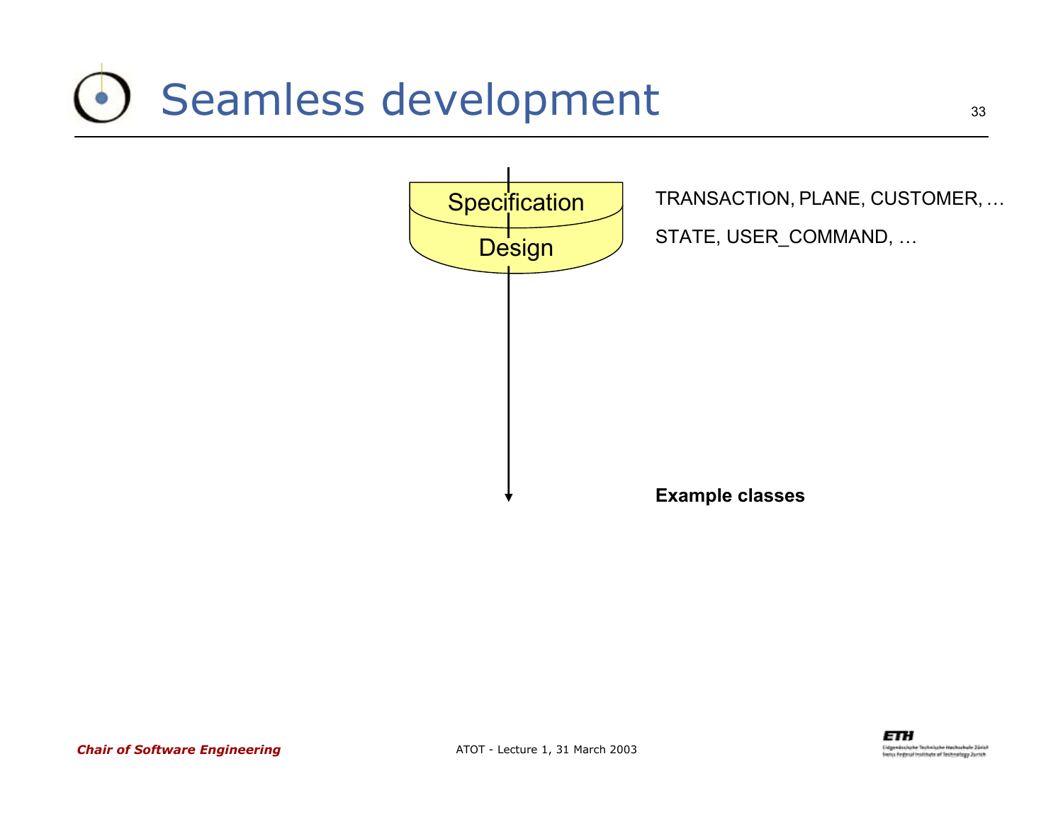# Seamless development

Specification

Design

TRANSACTION, PLANE, CUSTOMER, …

STATE, USER_COMMAND, …

**Example classes**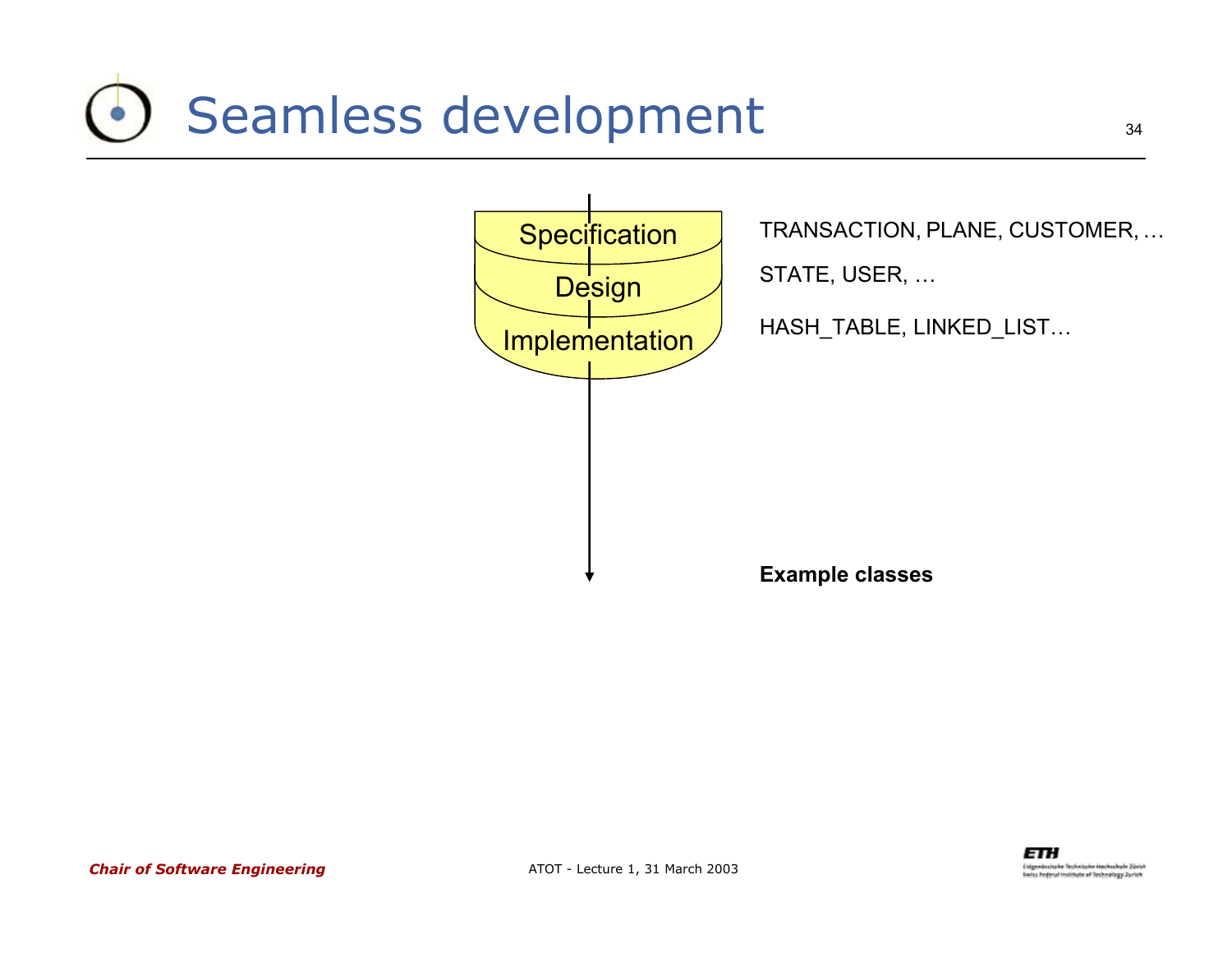# Seamless development

Specification

Design

Implementation

TRANSACTION, PLANE, CUSTOMER, …

STATE, USER, …

HASH_TABLE, LINKED_LIST…

**Example classes**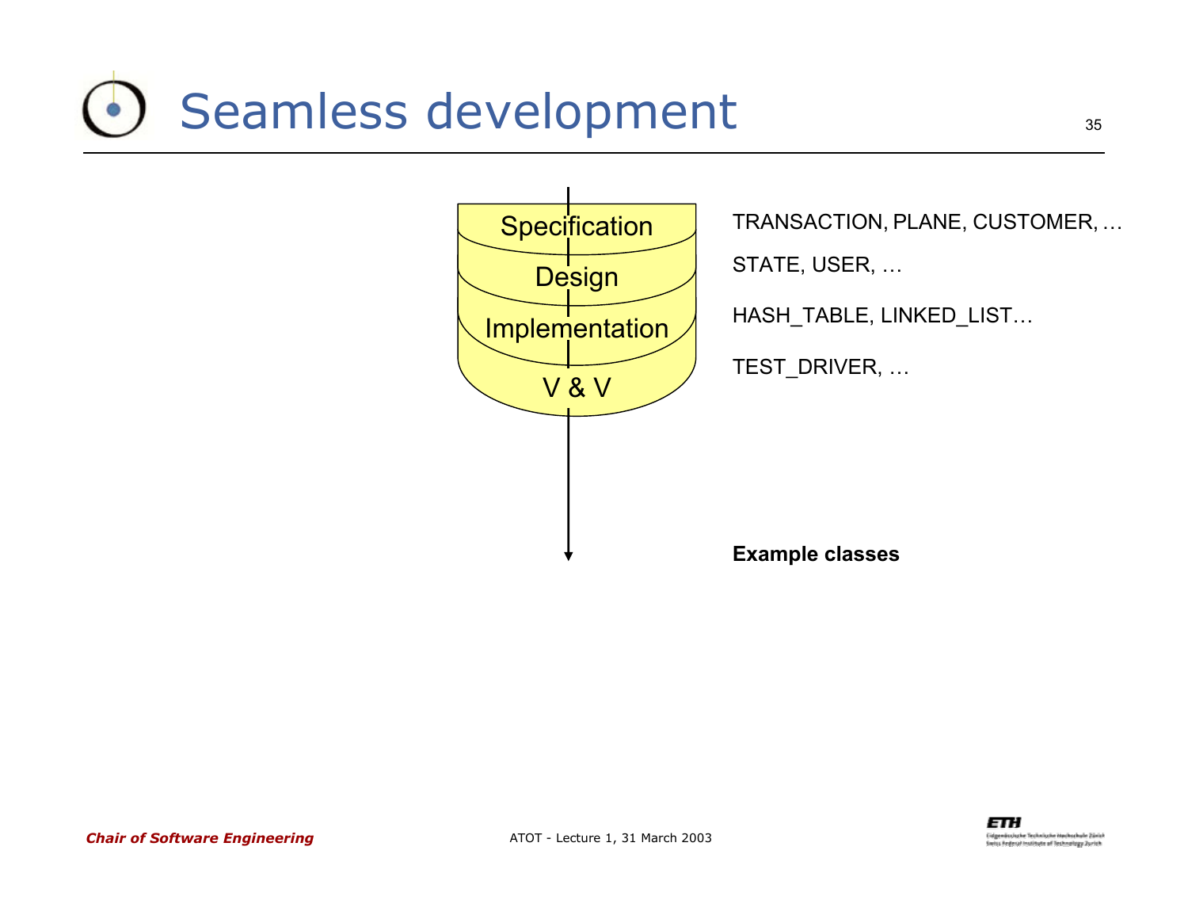# Seamless development

| Phase | Example classes |
| --- | --- |
| Specification | TRANSACTION, PLANE, CUSTOMER, … |
| Design | STATE, USER, … |
| Implementation | HASH_TABLE, LINKED_LIST… |
| V & V | TEST_DRIVER, … |

**Example classes**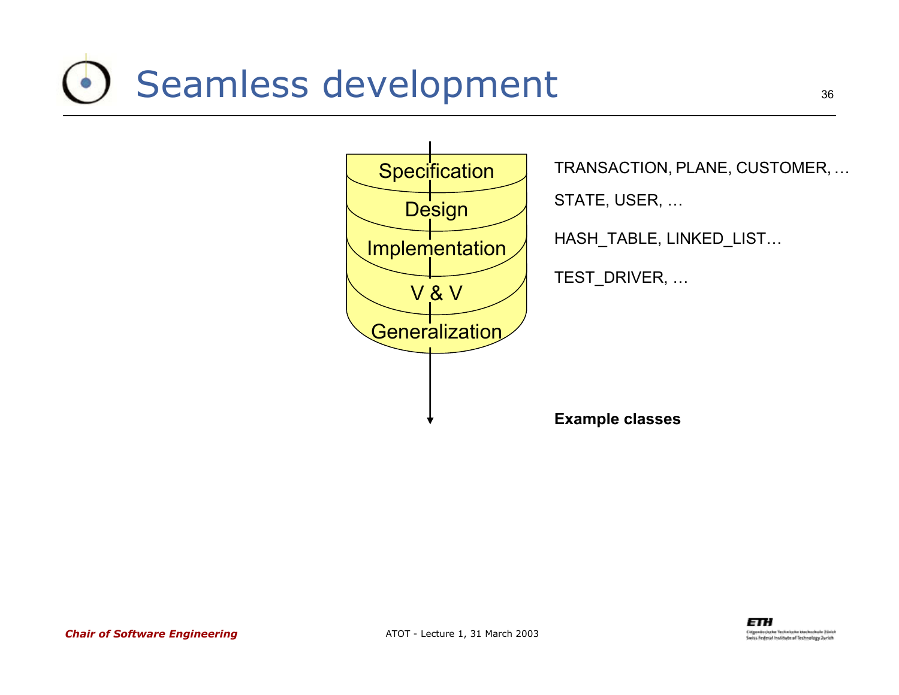# Seamless development

| Phase | Example classes |
| --- | --- |
| Specification | TRANSACTION, PLANE, CUSTOMER, … |
| Design | STATE, USER, … |
| Implementation | HASH_TABLE, LINKED_LIST… |
| V & V | TEST_DRIVER, … |
| Generalization | |

**Example classes**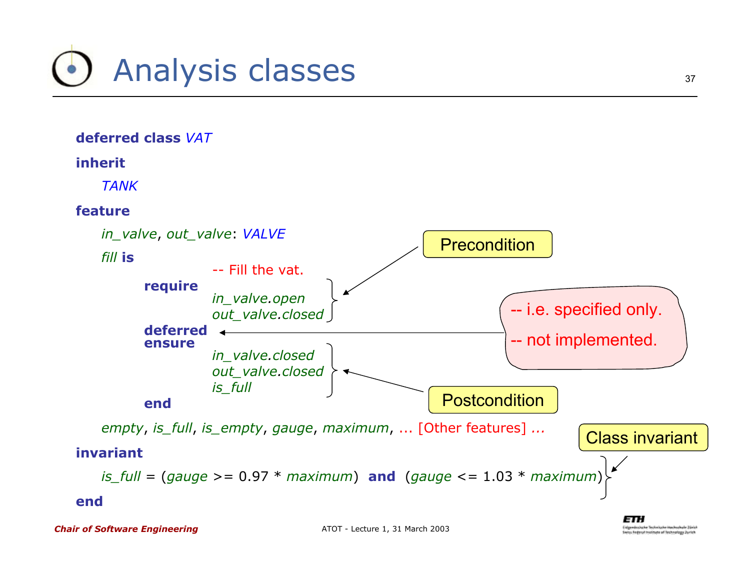# Analysis classes

```
deferred class VAT
inherit
    TANK
feature
    in_valve, out_valve: VALVE
    fill is
                    -- Fill the vat.
        require
                    in_valve.open
                    out_valve.closed
        deferred
        ensure
                    in_valve.closed
                    out_valve.closed
                    is_full
        end
    empty, is_full, is_empty, gauge, maximum, ... [Other features] ...
invariant
    is_full = (gauge >= 0.97 * maximum)  and  (gauge <= 1.03 * maximum)
end
```

Precondition

-- i.e. specified only.

-- not implemented.

Postcondition

Class invariant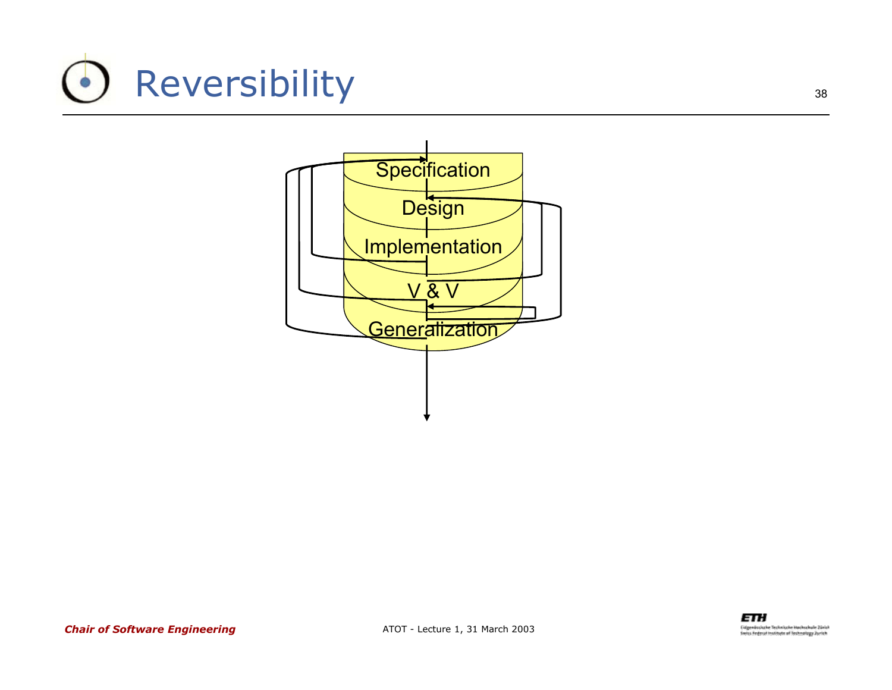# Reversibility

Specification

Design

Implementation

V & V

Generalization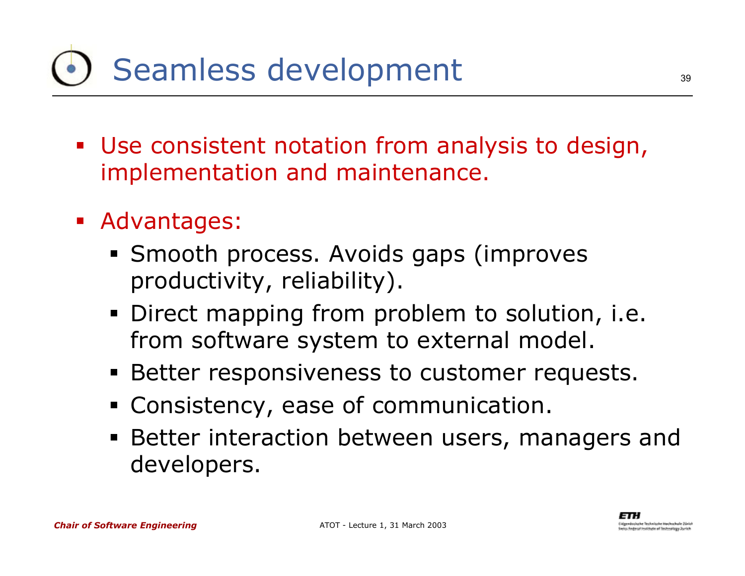# Seamless development

- Use consistent notation from analysis to design, implementation and maintenance.
- Advantages:
  - Smooth process. Avoids gaps (improves productivity, reliability).
  - Direct mapping from problem to solution, i.e. from software system to external model.
  - Better responsiveness to customer requests.
  - Consistency, ease of communication.
  - Better interaction between users, managers and developers.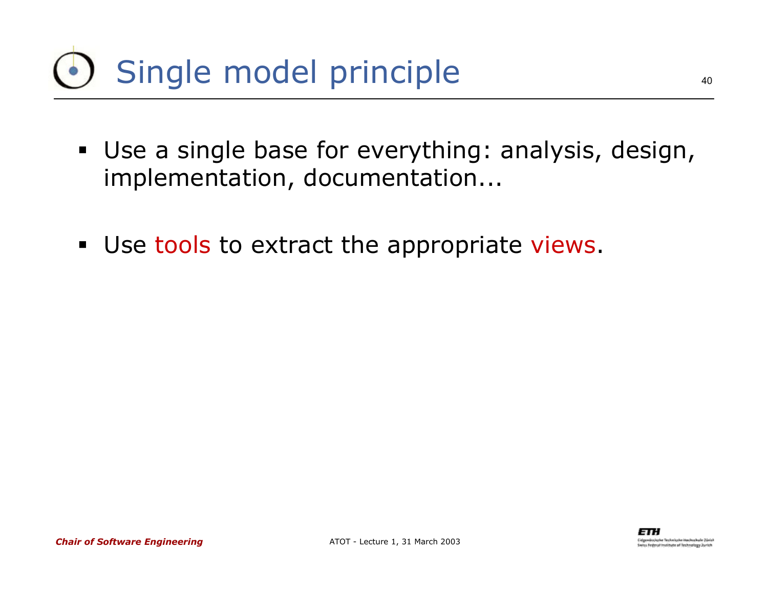# Single model principle

- Use a single base for everything: analysis, design, implementation, documentation...
- Use tools to extract the appropriate views.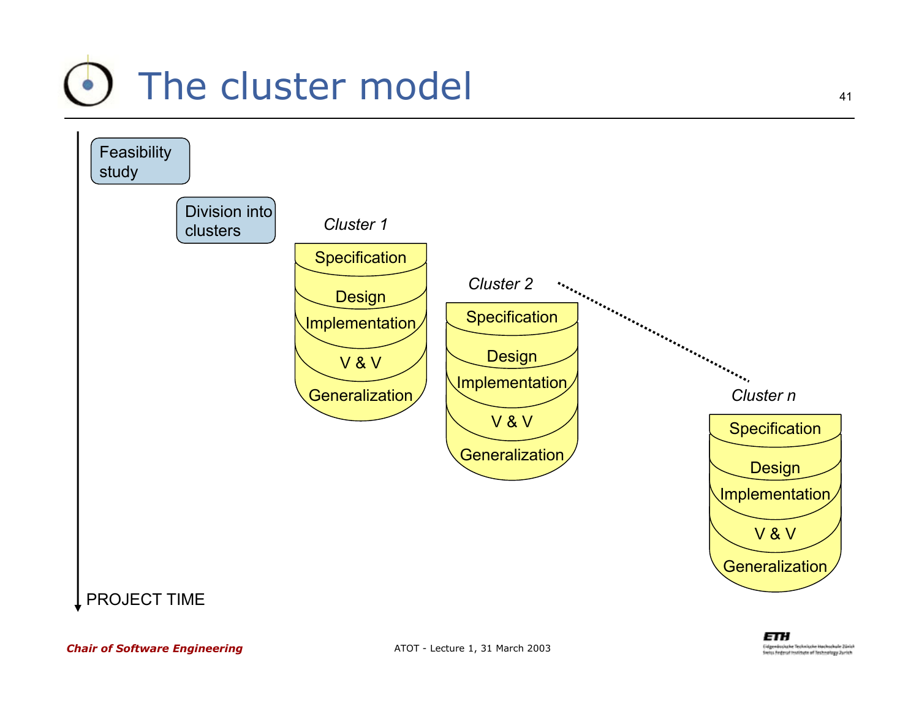# The cluster model

Feasibility study

Division into clusters

*Cluster 1*

- Specification
- Design
- Implementation
- V & V
- Generalization

*Cluster 2*

- Specification
- Design
- Implementation
- V & V
- Generalization

*Cluster n*

- Specification
- Design
- Implementation
- V & V
- Generalization

PROJECT TIME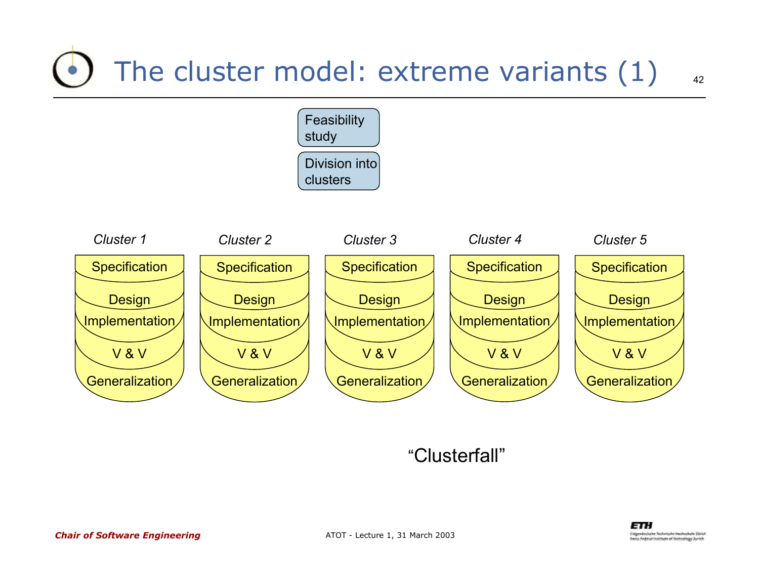# The cluster model: extreme variants (1)

Feasibility study

Division into clusters

| *Cluster 1* | *Cluster 2* | *Cluster 3* | *Cluster 4* | *Cluster 5* |
|---|---|---|---|---|
| Specification | Specification | Specification | Specification | Specification |
| Design | Design | Design | Design | Design |
| Implementation | Implementation | Implementation | Implementation | Implementation |
| V & V | V & V | V & V | V & V | V & V |
| Generalization | Generalization | Generalization | Generalization | Generalization |

"Clusterfall"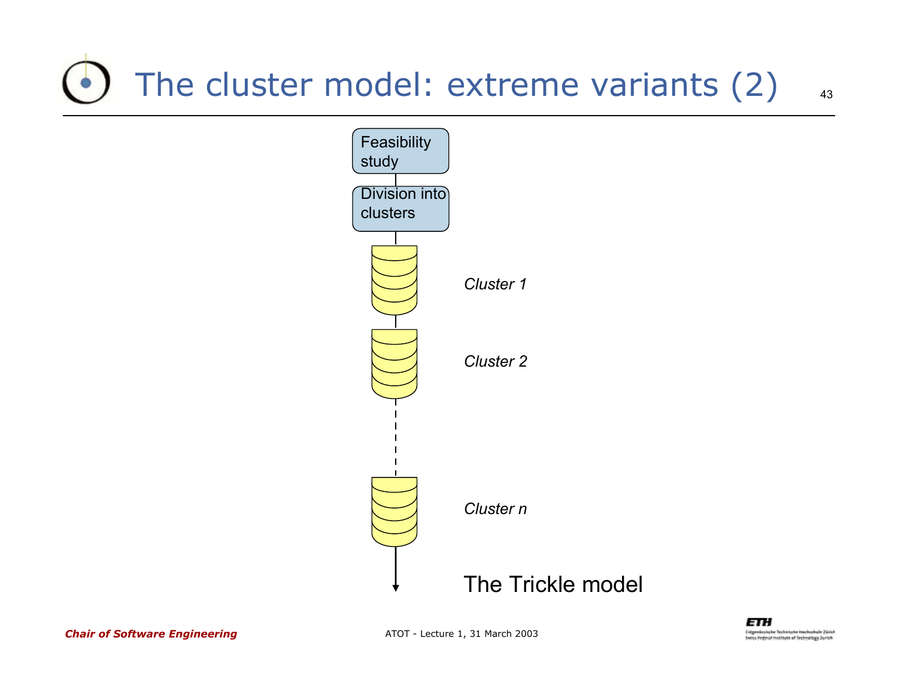# The cluster model: extreme variants (2)

Feasibility study

Division into clusters

*Cluster 1*

*Cluster 2*

*Cluster n*

The Trickle model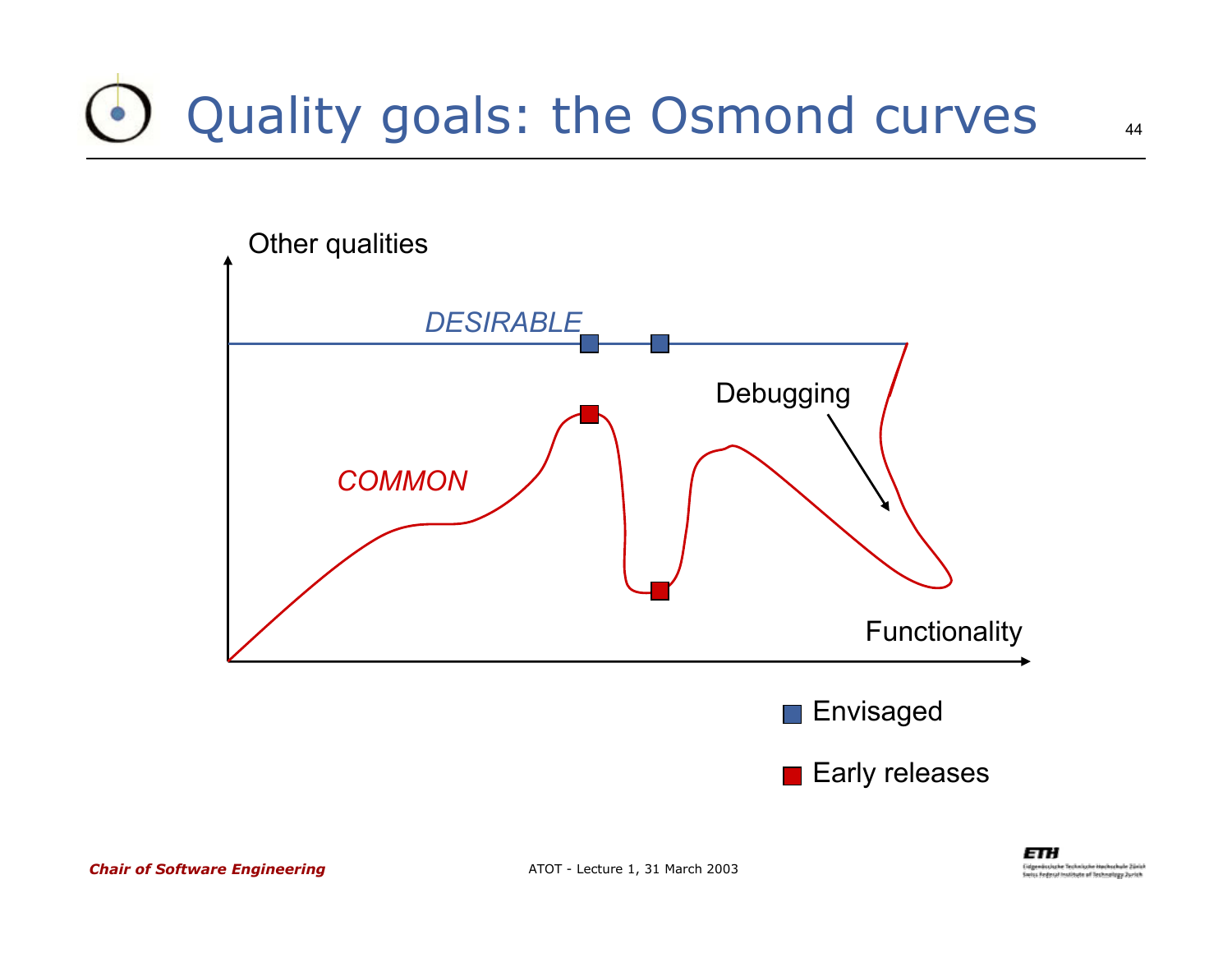# Quality goals: the Osmond curves

Other qualities

*DESIRABLE*

*COMMON*

Debugging

Functionality

Envisaged

Early releases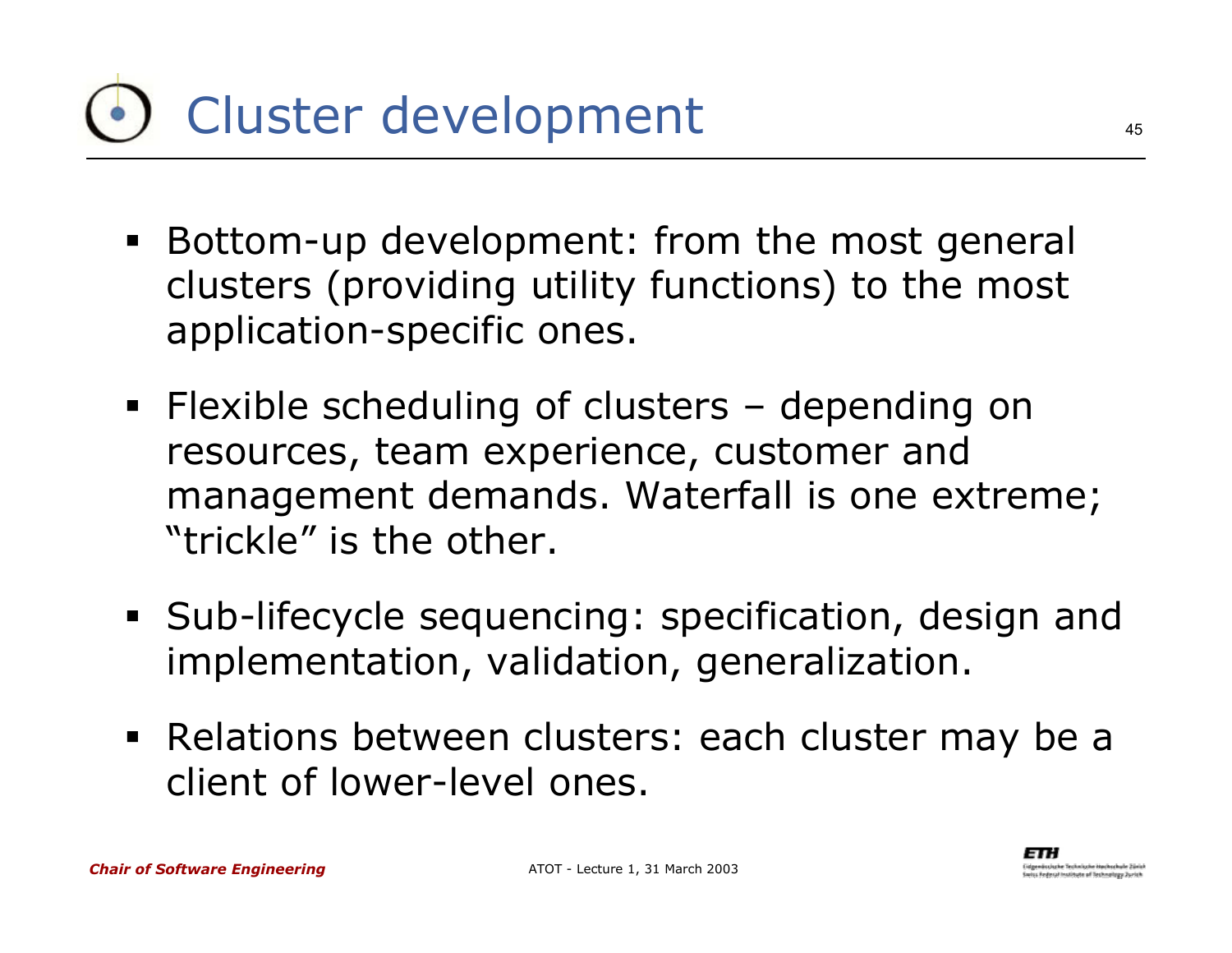# Cluster development

- Bottom-up development: from the most general clusters (providing utility functions) to the most application-specific ones.
- Flexible scheduling of clusters – depending on resources, team experience, customer and management demands. Waterfall is one extreme; “trickle” is the other.
- Sub-lifecycle sequencing: specification, design and implementation, validation, generalization.
- Relations between clusters: each cluster may be a client of lower-level ones.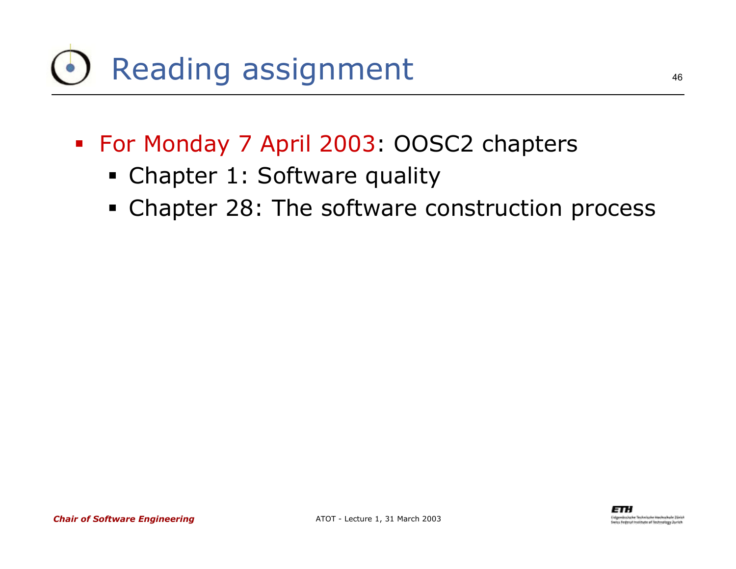# Reading assignment

- For Monday 7 April 2003: OOSC2 chapters
  - Chapter 1: Software quality
  - Chapter 28: The software construction process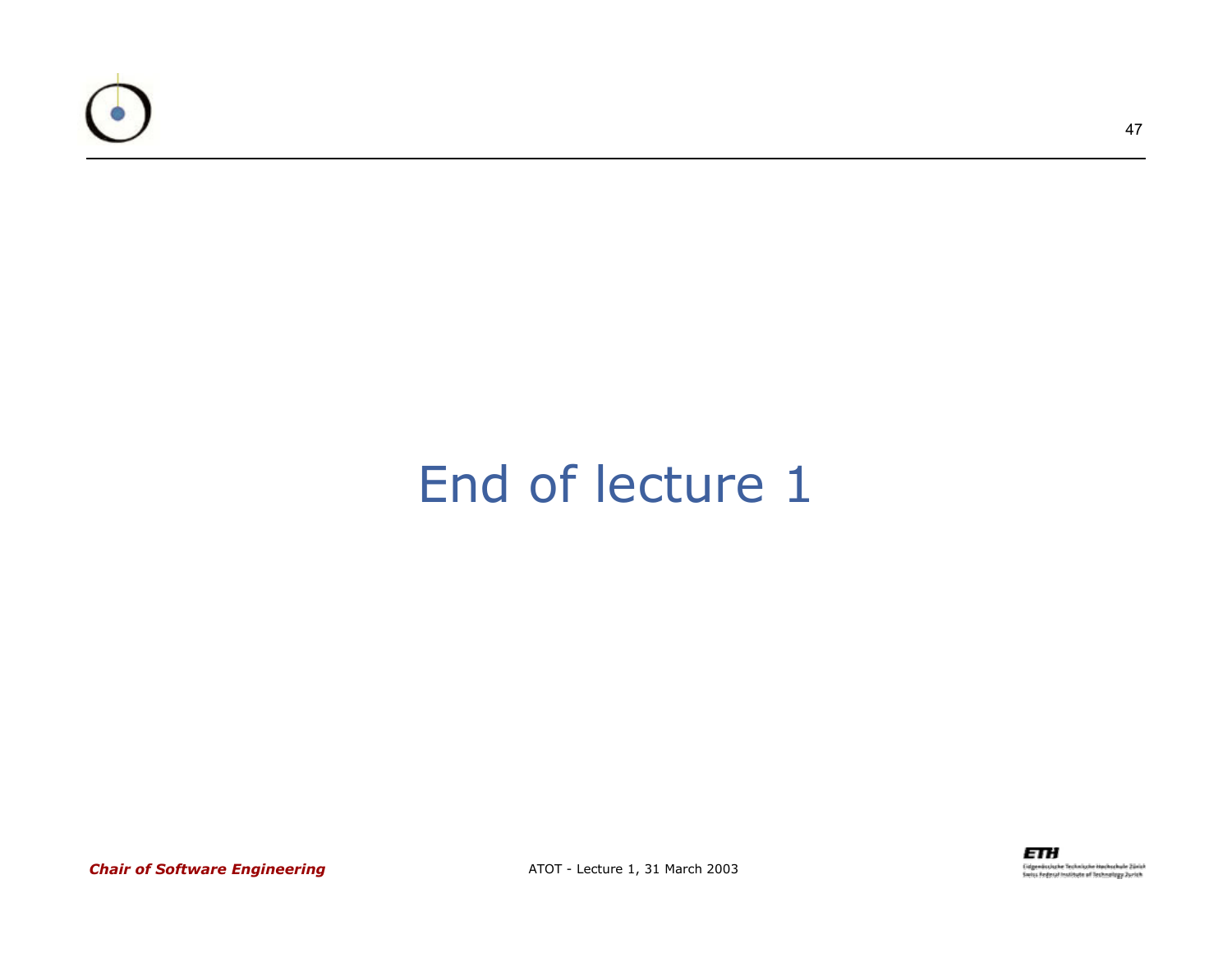# End of lecture 1